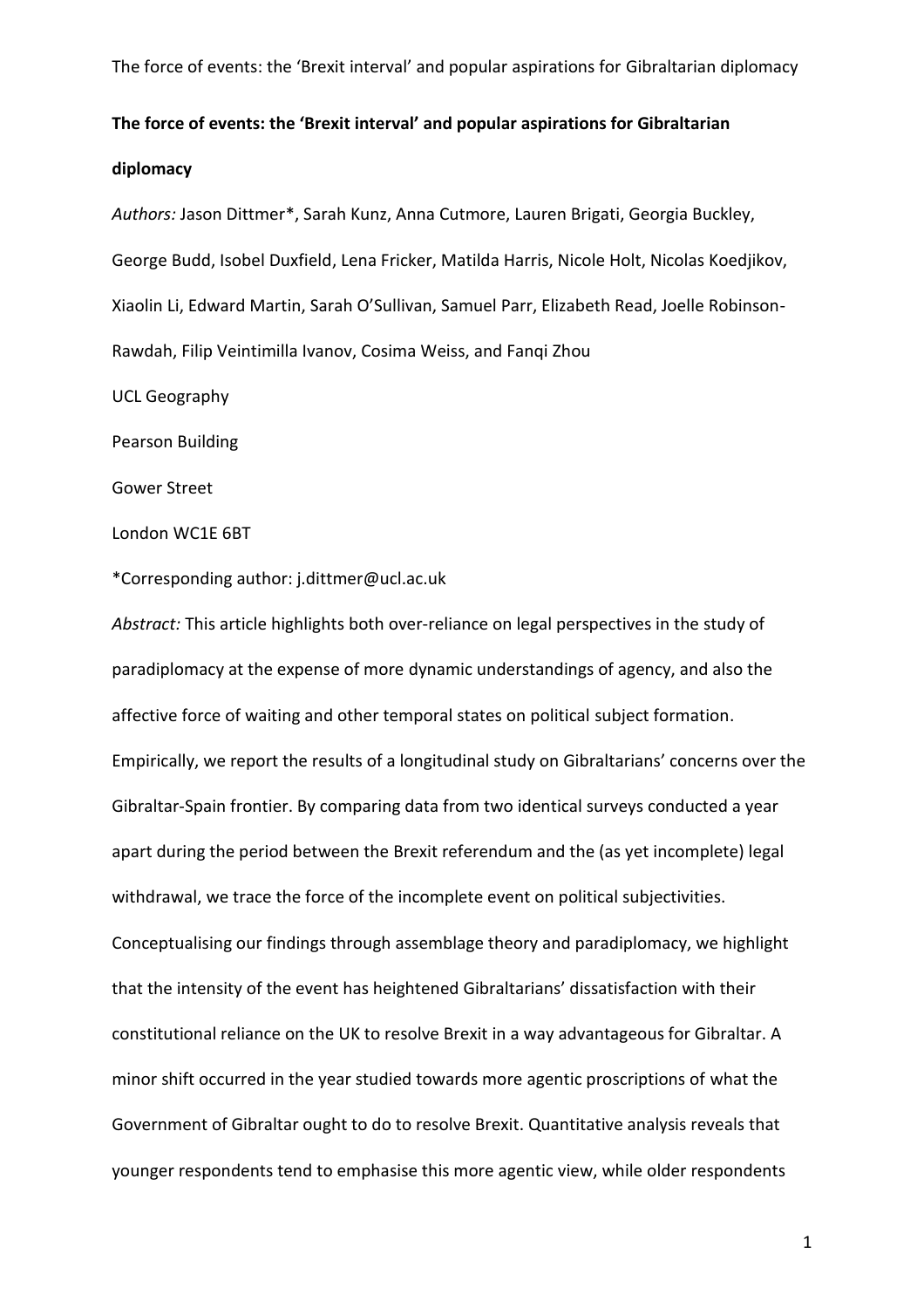# The force of events: the 'Brexit interval' and popular aspirations for Gibraltarian diplomacy

*Authors:* Jason Dittmer*, Sarah Kunz, Anna Cutmore, Lauren Brigati, Georgia Buckley, George Budd, Isobel Duxfield, Lena Fricker, Matilda Harris, Nicole Holt, Nicolas Koedjikov, Xiaolin Li, Edward Martin, Sarah O'Sullivan, Samuel Parr, Elizabeth Read, Joelle Robinson-Rawdah, Filip Veintimilla Ivanov, Cosima Weiss, and Fanqi Zhou

UCL Geography

Pearson Building

Gower Street

London WC1E 6BT

*Corresponding author: j.dittmer@ucl.ac.uk

*Abstract:* This article highlights both over-reliance on legal perspectives in the study of paradiplomacy at the expense of more dynamic understandings of agency, and also the affective force of waiting and other temporal states on political subject formation. Empirically, we report the results of a longitudinal study on Gibraltarians' concerns over the Gibraltar-Spain frontier. By comparing data from two identical surveys conducted a year apart during the period between the Brexit referendum and the (as yet incomplete) legal withdrawal, we trace the force of the incomplete event on political subjectivities. Conceptualising our findings through assemblage theory and paradiplomacy, we highlight that the intensity of the event has heightened Gibraltarians' dissatisfaction with their constitutional reliance on the UK to resolve Brexit in a way advantageous for Gibraltar. A minor shift occurred in the year studied towards more agentic proscriptions of what the Government of Gibraltar ought to do to resolve Brexit. Quantitative analysis reveals that younger respondents tend to emphasise this more agentic view, while older respondents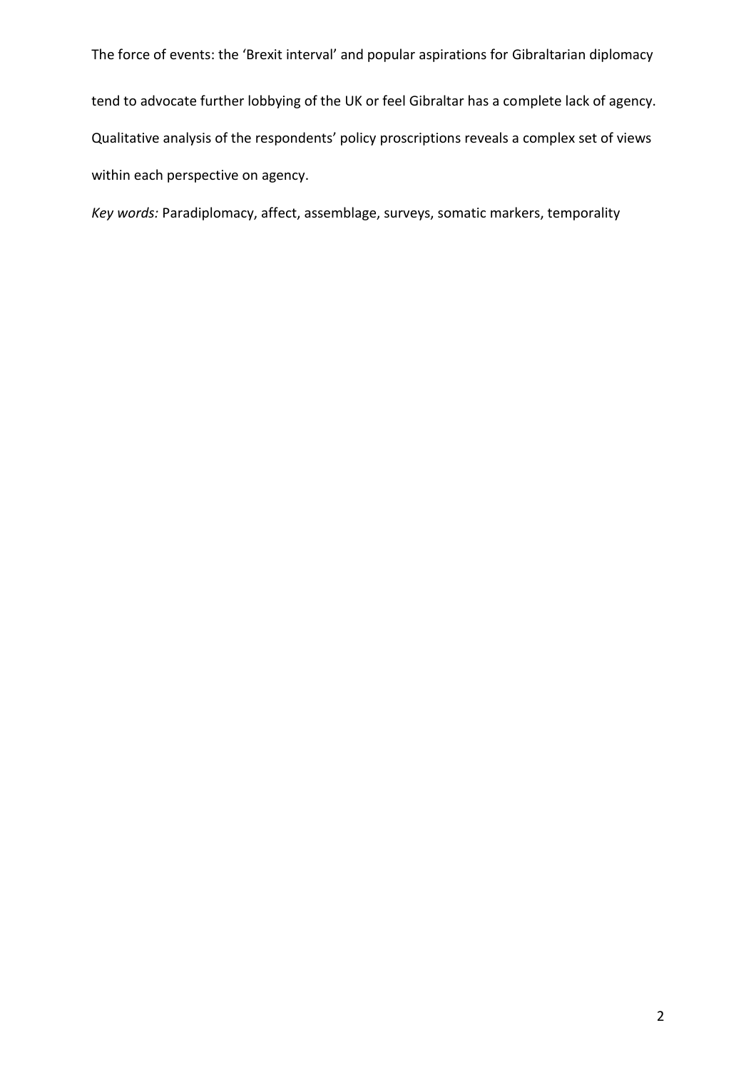tend to advocate further lobbying of the UK or feel Gibraltar has a complete lack of agency. Qualitative analysis of the respondents' policy proscriptions reveals a complex set of views within each perspective on agency.

*Key words:* Paradiplomacy, affect, assemblage, surveys, somatic markers, temporality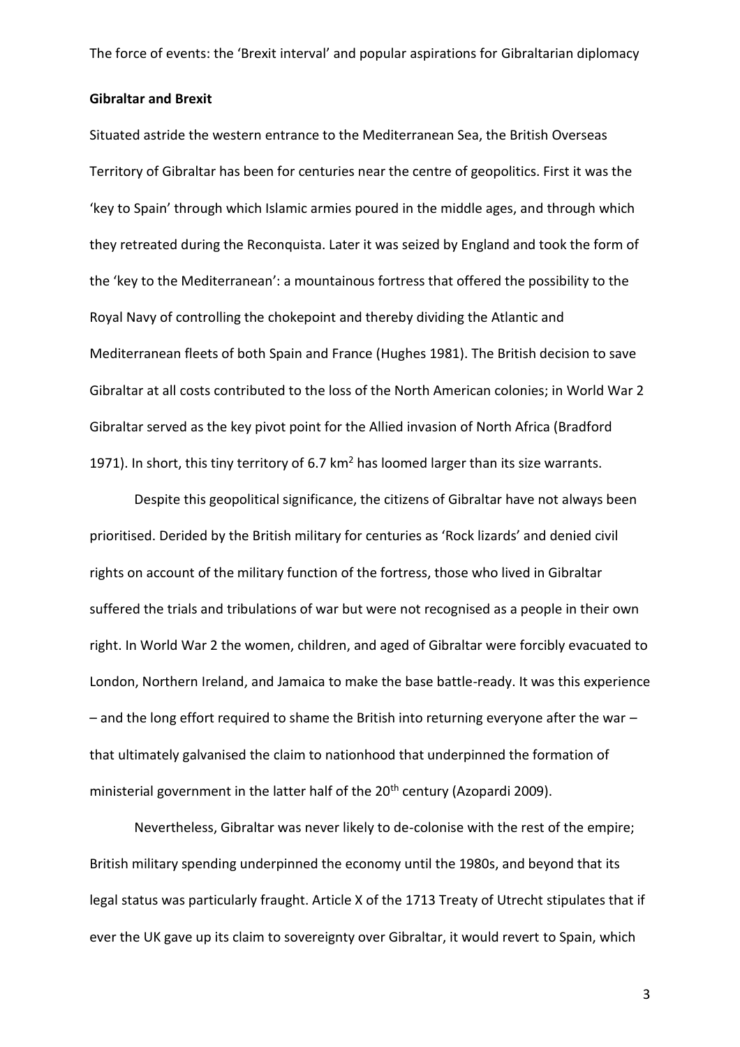The force of events: the 'Brexit interval' and popular aspirations for Gibraltarian diplomacy

## Gibraltar and Brexit

Situated astride the western entrance to the Mediterranean Sea, the British Overseas Territory of Gibraltar has been for centuries near the centre of geopolitics. First it was the 'key to Spain' through which Islamic armies poured in the middle ages, and through which they retreated during the Reconquista. Later it was seized by England and took the form of the 'key to the Mediterranean': a mountainous fortress that offered the possibility to the Royal Navy of controlling the chokepoint and thereby dividing the Atlantic and Mediterranean fleets of both Spain and France (Hughes 1981). The British decision to save Gibraltar at all costs contributed to the loss of the North American colonies; in World War 2 Gibraltar served as the key pivot point for the Allied invasion of North Africa (Bradford 1971). In short, this tiny territory of 6.7 km$^2$ has loomed larger than its size warrants.

Despite this geopolitical significance, the citizens of Gibraltar have not always been prioritised. Derided by the British military for centuries as 'Rock lizards' and denied civil rights on account of the military function of the fortress, those who lived in Gibraltar suffered the trials and tribulations of war but were not recognised as a people in their own right. In World War 2 the women, children, and aged of Gibraltar were forcibly evacuated to London, Northern Ireland, and Jamaica to make the base battle-ready. It was this experience – and the long effort required to shame the British into returning everyone after the war – that ultimately galvanised the claim to nationhood that underpinned the formation of ministerial government in the latter half of the 20th century (Azopardi 2009).

Nevertheless, Gibraltar was never likely to de-colonise with the rest of the empire; British military spending underpinned the economy until the 1980s, and beyond that its legal status was particularly fraught. Article X of the 1713 Treaty of Utrecht stipulates that if ever the UK gave up its claim to sovereignty over Gibraltar, it would revert to Spain, which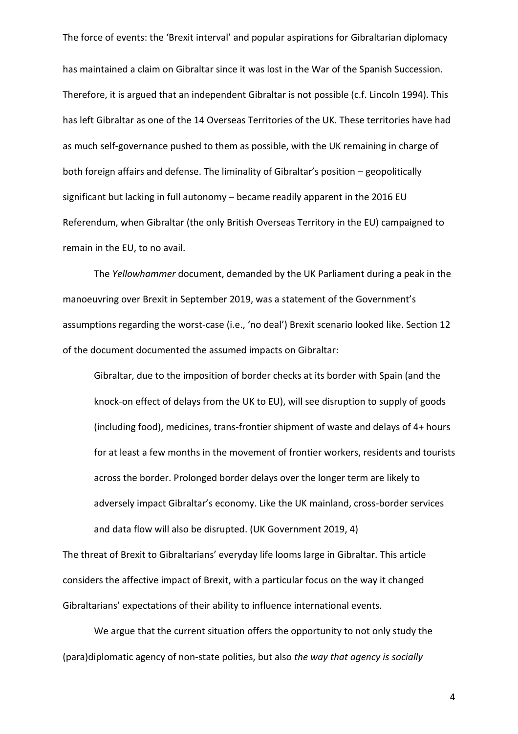has maintained a claim on Gibraltar since it was lost in the War of the Spanish Succession. Therefore, it is argued that an independent Gibraltar is not possible (c.f. Lincoln 1994). This has left Gibraltar as one of the 14 Overseas Territories of the UK. These territories have had as much self-governance pushed to them as possible, with the UK remaining in charge of both foreign affairs and defense. The liminality of Gibraltar's position – geopolitically significant but lacking in full autonomy – became readily apparent in the 2016 EU Referendum, when Gibraltar (the only British Overseas Territory in the EU) campaigned to remain in the EU, to no avail.

The *Yellowhammer* document, demanded by the UK Parliament during a peak in the manoeuvring over Brexit in September 2019, was a statement of the Government's assumptions regarding the worst-case (i.e., 'no deal') Brexit scenario looked like. Section 12 of the document documented the assumed impacts on Gibraltar:

> Gibraltar, due to the imposition of border checks at its border with Spain (and the knock-on effect of delays from the UK to EU), will see disruption to supply of goods (including food), medicines, trans-frontier shipment of waste and delays of 4+ hours for at least a few months in the movement of frontier workers, residents and tourists across the border. Prolonged border delays over the longer term are likely to adversely impact Gibraltar's economy. Like the UK mainland, cross-border services and data flow will also be disrupted. (UK Government 2019, 4)

The threat of Brexit to Gibraltarians' everyday life looms large in Gibraltar. This article considers the affective impact of Brexit, with a particular focus on the way it changed Gibraltarians' expectations of their ability to influence international events.

We argue that the current situation offers the opportunity to not only study the (para)diplomatic agency of non-state polities, but also *the way that agency is socially*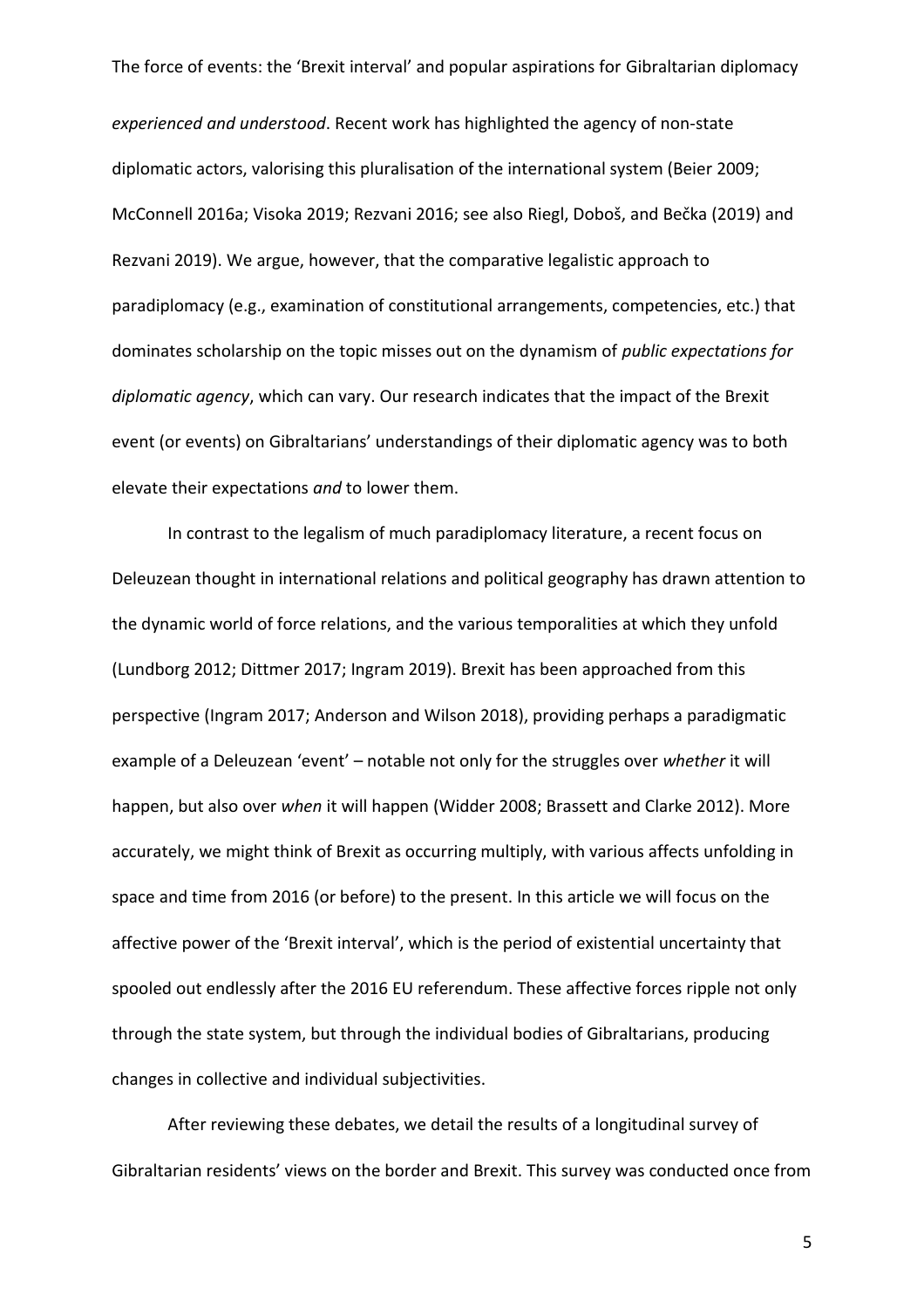*experienced and understood*. Recent work has highlighted the agency of non-state diplomatic actors, valorising this pluralisation of the international system (Beier 2009; McConnell 2016a; Visoka 2019; Rezvani 2016; see also Riegl, Doboš, and Bečka (2019) and Rezvani 2019). We argue, however, that the comparative legalistic approach to paradiplomacy (e.g., examination of constitutional arrangements, competencies, etc.) that dominates scholarship on the topic misses out on the dynamism of *public expectations for diplomatic agency*, which can vary. Our research indicates that the impact of the Brexit event (or events) on Gibraltarians' understandings of their diplomatic agency was to both elevate their expectations *and* to lower them.

In contrast to the legalism of much paradiplomacy literature, a recent focus on Deleuzean thought in international relations and political geography has drawn attention to the dynamic world of force relations, and the various temporalities at which they unfold (Lundborg 2012; Dittmer 2017; Ingram 2019). Brexit has been approached from this perspective (Ingram 2017; Anderson and Wilson 2018), providing perhaps a paradigmatic example of a Deleuzean 'event' – notable not only for the struggles over *whether* it will happen, but also over *when* it will happen (Widder 2008; Brassett and Clarke 2012). More accurately, we might think of Brexit as occurring multiply, with various affects unfolding in space and time from 2016 (or before) to the present. In this article we will focus on the affective power of the 'Brexit interval', which is the period of existential uncertainty that spooled out endlessly after the 2016 EU referendum. These affective forces ripple not only through the state system, but through the individual bodies of Gibraltarians, producing changes in collective and individual subjectivities.

After reviewing these debates, we detail the results of a longitudinal survey of Gibraltarian residents' views on the border and Brexit. This survey was conducted once from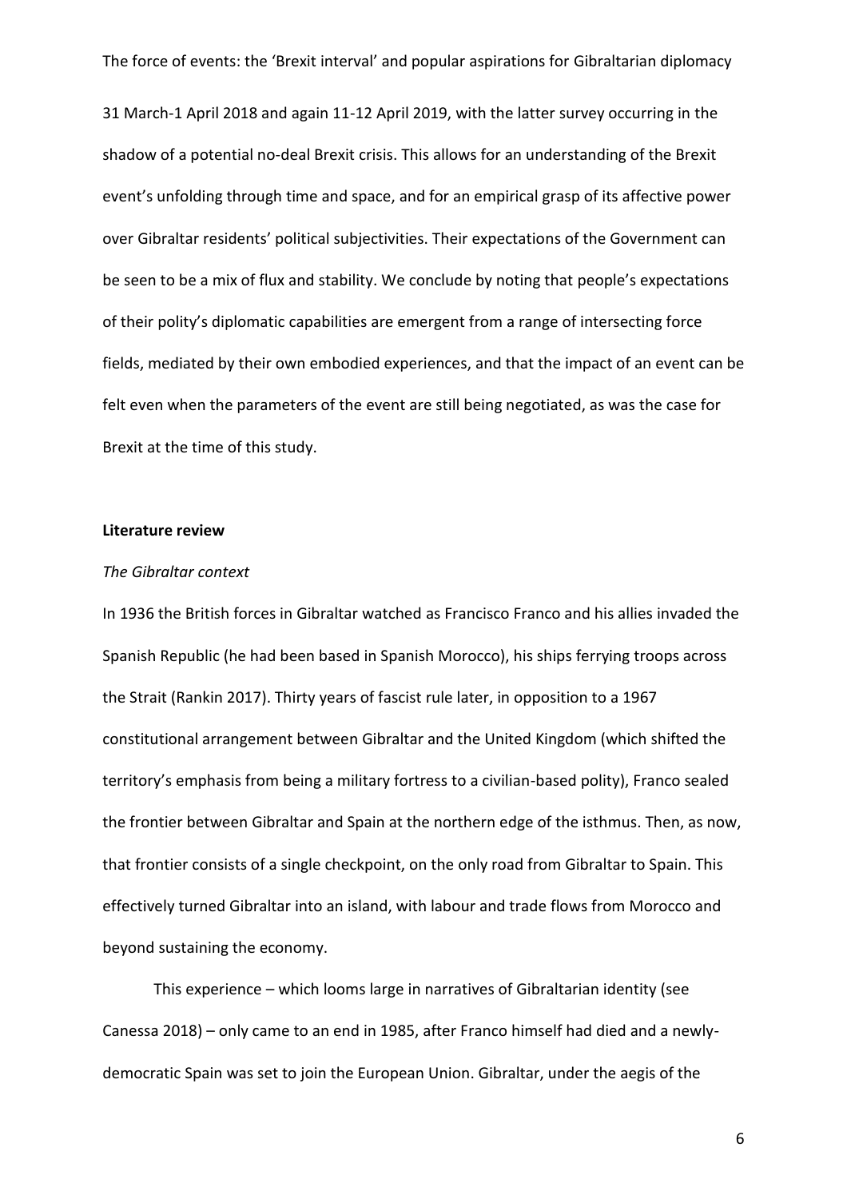31 March-1 April 2018 and again 11-12 April 2019, with the latter survey occurring in the shadow of a potential no-deal Brexit crisis. This allows for an understanding of the Brexit event's unfolding through time and space, and for an empirical grasp of its affective power over Gibraltar residents' political subjectivities. Their expectations of the Government can be seen to be a mix of flux and stability. We conclude by noting that people's expectations of their polity's diplomatic capabilities are emergent from a range of intersecting force fields, mediated by their own embodied experiences, and that the impact of an event can be felt even when the parameters of the event are still being negotiated, as was the case for Brexit at the time of this study.

## Literature review

### *The Gibraltar context*

In 1936 the British forces in Gibraltar watched as Francisco Franco and his allies invaded the Spanish Republic (he had been based in Spanish Morocco), his ships ferrying troops across the Strait (Rankin 2017). Thirty years of fascist rule later, in opposition to a 1967 constitutional arrangement between Gibraltar and the United Kingdom (which shifted the territory's emphasis from being a military fortress to a civilian-based polity), Franco sealed the frontier between Gibraltar and Spain at the northern edge of the isthmus. Then, as now, that frontier consists of a single checkpoint, on the only road from Gibraltar to Spain. This effectively turned Gibraltar into an island, with labour and trade flows from Morocco and beyond sustaining the economy.

This experience – which looms large in narratives of Gibraltarian identity (see Canessa 2018) – only came to an end in 1985, after Franco himself had died and a newly-democratic Spain was set to join the European Union. Gibraltar, under the aegis of the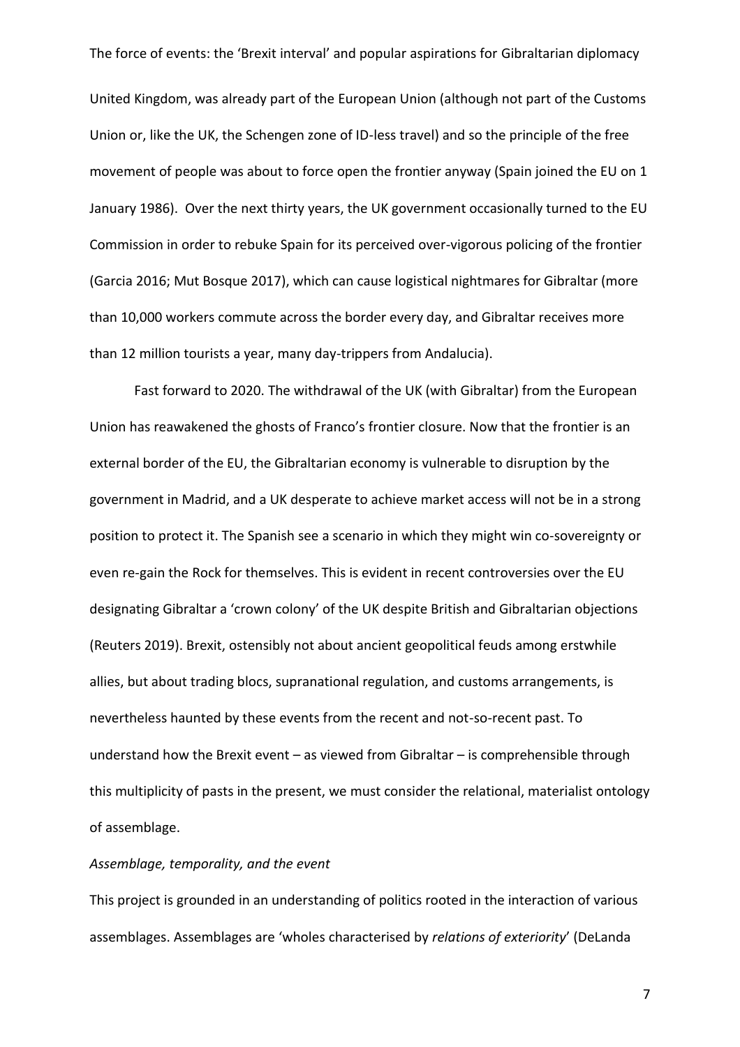United Kingdom, was already part of the European Union (although not part of the Customs Union or, like the UK, the Schengen zone of ID-less travel) and so the principle of the free movement of people was about to force open the frontier anyway (Spain joined the EU on 1 January 1986). Over the next thirty years, the UK government occasionally turned to the EU Commission in order to rebuke Spain for its perceived over-vigorous policing of the frontier (Garcia 2016; Mut Bosque 2017), which can cause logistical nightmares for Gibraltar (more than 10,000 workers commute across the border every day, and Gibraltar receives more than 12 million tourists a year, many day-trippers from Andalucia).

Fast forward to 2020. The withdrawal of the UK (with Gibraltar) from the European Union has reawakened the ghosts of Franco's frontier closure. Now that the frontier is an external border of the EU, the Gibraltarian economy is vulnerable to disruption by the government in Madrid, and a UK desperate to achieve market access will not be in a strong position to protect it. The Spanish see a scenario in which they might win co-sovereignty or even re-gain the Rock for themselves. This is evident in recent controversies over the EU designating Gibraltar a 'crown colony' of the UK despite British and Gibraltarian objections (Reuters 2019). Brexit, ostensibly not about ancient geopolitical feuds among erstwhile allies, but about trading blocs, supranational regulation, and customs arrangements, is nevertheless haunted by these events from the recent and not-so-recent past. To understand how the Brexit event – as viewed from Gibraltar – is comprehensible through this multiplicity of pasts in the present, we must consider the relational, materialist ontology of assemblage.

*Assemblage, temporality, and the event*

This project is grounded in an understanding of politics rooted in the interaction of various assemblages. Assemblages are 'wholes characterised by *relations of exteriority*' (DeLanda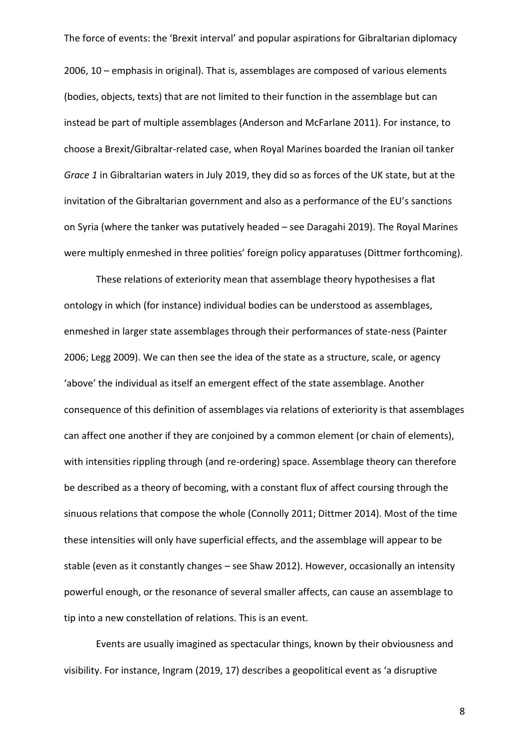2006, 10 – emphasis in original). That is, assemblages are composed of various elements (bodies, objects, texts) that are not limited to their function in the assemblage but can instead be part of multiple assemblages (Anderson and McFarlane 2011). For instance, to choose a Brexit/Gibraltar-related case, when Royal Marines boarded the Iranian oil tanker *Grace 1* in Gibraltarian waters in July 2019, they did so as forces of the UK state, but at the invitation of the Gibraltarian government and also as a performance of the EU's sanctions on Syria (where the tanker was putatively headed – see Daragahi 2019). The Royal Marines were multiply enmeshed in three polities' foreign policy apparatuses (Dittmer forthcoming).

These relations of exteriority mean that assemblage theory hypothesises a flat ontology in which (for instance) individual bodies can be understood as assemblages, enmeshed in larger state assemblages through their performances of state-ness (Painter 2006; Legg 2009). We can then see the idea of the state as a structure, scale, or agency 'above' the individual as itself an emergent effect of the state assemblage. Another consequence of this definition of assemblages via relations of exteriority is that assemblages can affect one another if they are conjoined by a common element (or chain of elements), with intensities rippling through (and re-ordering) space. Assemblage theory can therefore be described as a theory of becoming, with a constant flux of affect coursing through the sinuous relations that compose the whole (Connolly 2011; Dittmer 2014). Most of the time these intensities will only have superficial effects, and the assemblage will appear to be stable (even as it constantly changes – see Shaw 2012). However, occasionally an intensity powerful enough, or the resonance of several smaller affects, can cause an assemblage to tip into a new constellation of relations. This is an event.

Events are usually imagined as spectacular things, known by their obviousness and visibility. For instance, Ingram (2019, 17) describes a geopolitical event as 'a disruptive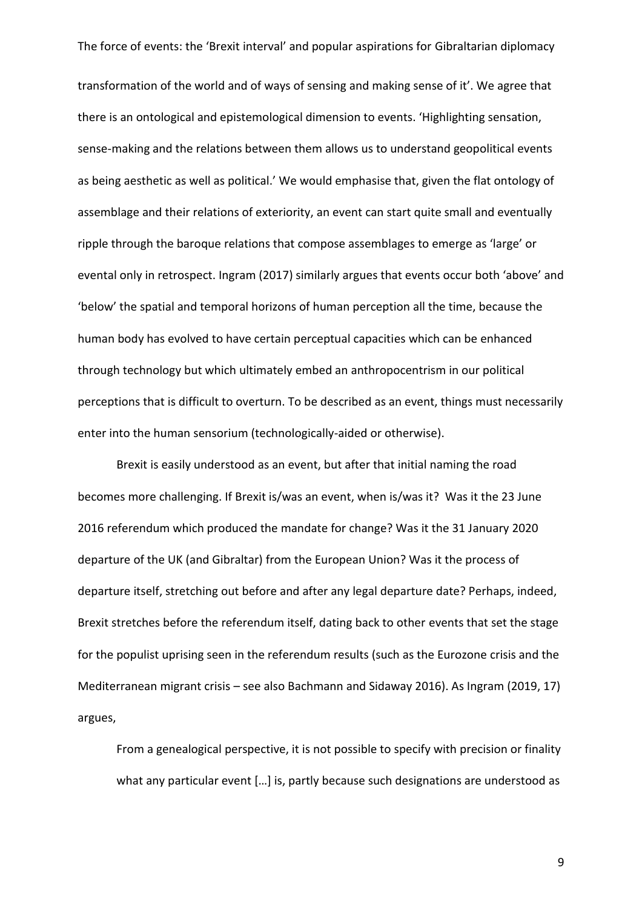transformation of the world and of ways of sensing and making sense of it'. We agree that there is an ontological and epistemological dimension to events. 'Highlighting sensation, sense-making and the relations between them allows us to understand geopolitical events as being aesthetic as well as political.' We would emphasise that, given the flat ontology of assemblage and their relations of exteriority, an event can start quite small and eventually ripple through the baroque relations that compose assemblages to emerge as 'large' or evental only in retrospect. Ingram (2017) similarly argues that events occur both 'above' and 'below' the spatial and temporal horizons of human perception all the time, because the human body has evolved to have certain perceptual capacities which can be enhanced through technology but which ultimately embed an anthropocentrism in our political perceptions that is difficult to overturn. To be described as an event, things must necessarily enter into the human sensorium (technologically-aided or otherwise).

Brexit is easily understood as an event, but after that initial naming the road becomes more challenging. If Brexit is/was an event, when is/was it? Was it the 23 June 2016 referendum which produced the mandate for change? Was it the 31 January 2020 departure of the UK (and Gibraltar) from the European Union? Was it the process of departure itself, stretching out before and after any legal departure date? Perhaps, indeed, Brexit stretches before the referendum itself, dating back to other events that set the stage for the populist uprising seen in the referendum results (such as the Eurozone crisis and the Mediterranean migrant crisis – see also Bachmann and Sidaway 2016). As Ingram (2019, 17) argues,

> From a genealogical perspective, it is not possible to specify with precision or finality what any particular event […] is, partly because such designations are understood as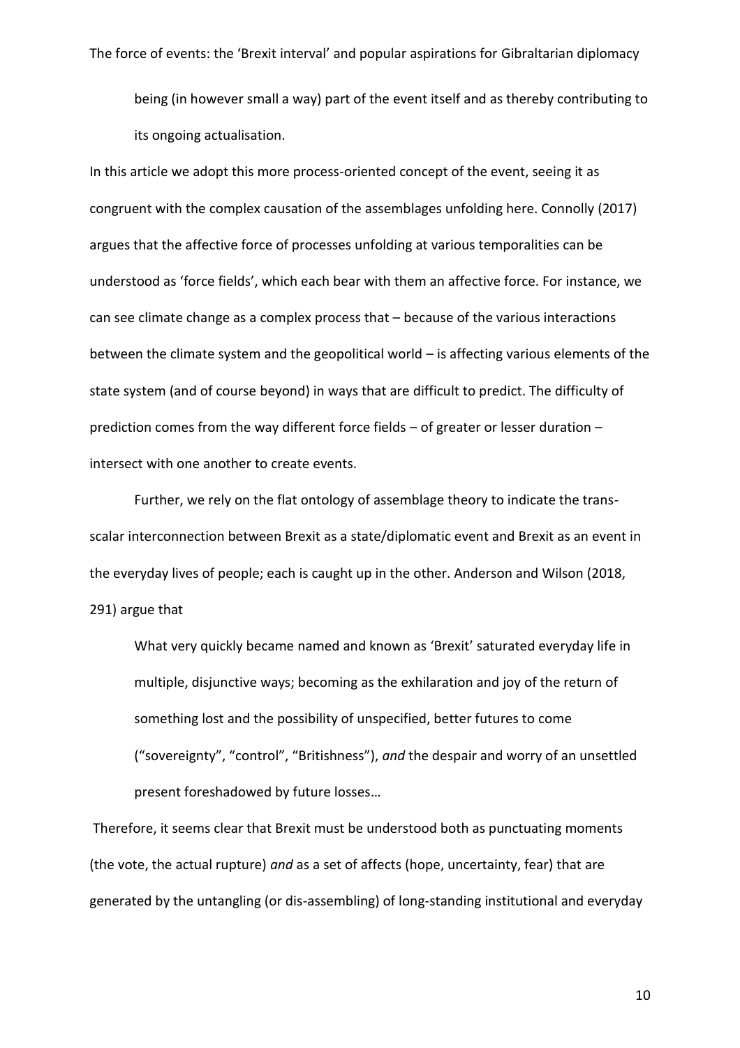> being (in however small a way) part of the event itself and as thereby contributing to its ongoing actualisation.

In this article we adopt this more process-oriented concept of the event, seeing it as congruent with the complex causation of the assemblages unfolding here. Connolly (2017) argues that the affective force of processes unfolding at various temporalities can be understood as 'force fields', which each bear with them an affective force. For instance, we can see climate change as a complex process that – because of the various interactions between the climate system and the geopolitical world – is affecting various elements of the state system (and of course beyond) in ways that are difficult to predict. The difficulty of prediction comes from the way different force fields – of greater or lesser duration – intersect with one another to create events.

Further, we rely on the flat ontology of assemblage theory to indicate the trans-scalar interconnection between Brexit as a state/diplomatic event and Brexit as an event in the everyday lives of people; each is caught up in the other. Anderson and Wilson (2018, 291) argue that

> What very quickly became named and known as 'Brexit' saturated everyday life in multiple, disjunctive ways; becoming as the exhilaration and joy of the return of something lost and the possibility of unspecified, better futures to come ("sovereignty", "control", "Britishness"), *and* the despair and worry of an unsettled present foreshadowed by future losses…

Therefore, it seems clear that Brexit must be understood both as punctuating moments (the vote, the actual rupture) *and* as a set of affects (hope, uncertainty, fear) that are generated by the untangling (or dis-assembling) of long-standing institutional and everyday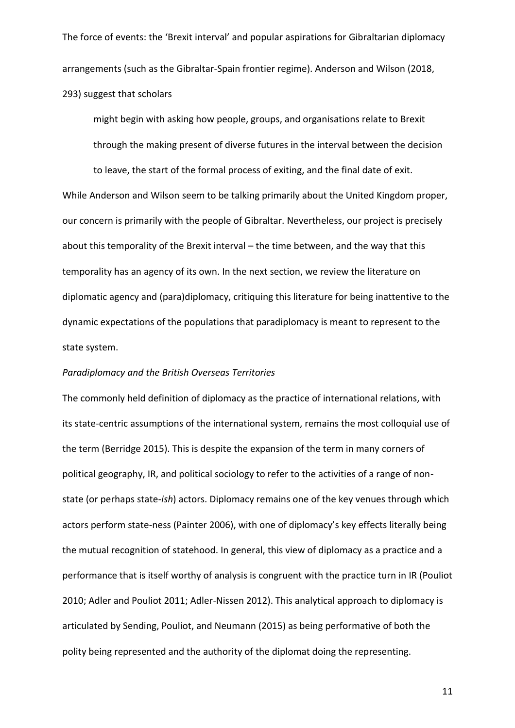arrangements (such as the Gibraltar-Spain frontier regime). Anderson and Wilson (2018, 293) suggest that scholars

> might begin with asking how people, groups, and organisations relate to Brexit through the making present of diverse futures in the interval between the decision to leave, the start of the formal process of exiting, and the final date of exit.

While Anderson and Wilson seem to be talking primarily about the United Kingdom proper, our concern is primarily with the people of Gibraltar. Nevertheless, our project is precisely about this temporality of the Brexit interval – the time between, and the way that this temporality has an agency of its own. In the next section, we review the literature on diplomatic agency and (para)diplomacy, critiquing this literature for being inattentive to the dynamic expectations of the populations that paradiplomacy is meant to represent to the state system.

*Paradiplomacy and the British Overseas Territories*

The commonly held definition of diplomacy as the practice of international relations, with its state-centric assumptions of the international system, remains the most colloquial use of the term (Berridge 2015). This is despite the expansion of the term in many corners of political geography, IR, and political sociology to refer to the activities of a range of non-state (or perhaps state-*ish*) actors. Diplomacy remains one of the key venues through which actors perform state-ness (Painter 2006), with one of diplomacy's key effects literally being the mutual recognition of statehood. In general, this view of diplomacy as a practice and a performance that is itself worthy of analysis is congruent with the practice turn in IR (Pouliot 2010; Adler and Pouliot 2011; Adler-Nissen 2012). This analytical approach to diplomacy is articulated by Sending, Pouliot, and Neumann (2015) as being performative of both the polity being represented and the authority of the diplomat doing the representing.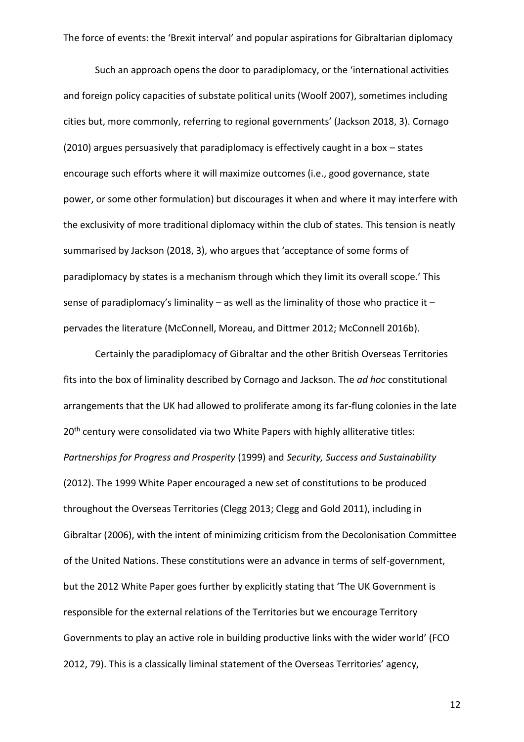Such an approach opens the door to paradiplomacy, or the 'international activities and foreign policy capacities of substate political units (Woolf 2007), sometimes including cities but, more commonly, referring to regional governments' (Jackson 2018, 3). Cornago (2010) argues persuasively that paradiplomacy is effectively caught in a box – states encourage such efforts where it will maximize outcomes (i.e., good governance, state power, or some other formulation) but discourages it when and where it may interfere with the exclusivity of more traditional diplomacy within the club of states. This tension is neatly summarised by Jackson (2018, 3), who argues that 'acceptance of some forms of paradiplomacy by states is a mechanism through which they limit its overall scope.' This sense of paradiplomacy's liminality – as well as the liminality of those who practice it – pervades the literature (McConnell, Moreau, and Dittmer 2012; McConnell 2016b).

Certainly the paradiplomacy of Gibraltar and the other British Overseas Territories fits into the box of liminality described by Cornago and Jackson. The *ad hoc* constitutional arrangements that the UK had allowed to proliferate among its far-flung colonies in the late 20th century were consolidated via two White Papers with highly alliterative titles: *Partnerships for Progress and Prosperity* (1999) and *Security, Success and Sustainability* (2012). The 1999 White Paper encouraged a new set of constitutions to be produced throughout the Overseas Territories (Clegg 2013; Clegg and Gold 2011), including in Gibraltar (2006), with the intent of minimizing criticism from the Decolonisation Committee of the United Nations. These constitutions were an advance in terms of self-government, but the 2012 White Paper goes further by explicitly stating that 'The UK Government is responsible for the external relations of the Territories but we encourage Territory Governments to play an active role in building productive links with the wider world' (FCO 2012, 79). This is a classically liminal statement of the Overseas Territories' agency,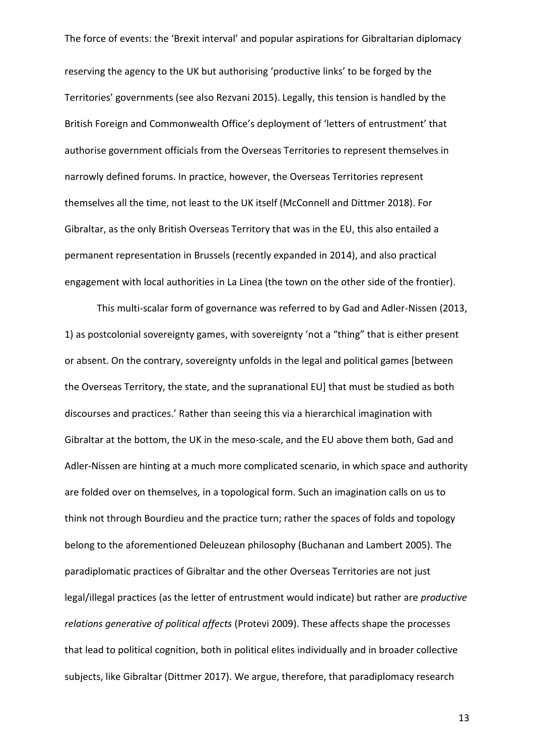reserving the agency to the UK but authorising 'productive links' to be forged by the Territories' governments (see also Rezvani 2015). Legally, this tension is handled by the British Foreign and Commonwealth Office's deployment of 'letters of entrustment' that authorise government officials from the Overseas Territories to represent themselves in narrowly defined forums. In practice, however, the Overseas Territories represent themselves all the time, not least to the UK itself (McConnell and Dittmer 2018). For Gibraltar, as the only British Overseas Territory that was in the EU, this also entailed a permanent representation in Brussels (recently expanded in 2014), and also practical engagement with local authorities in La Linea (the town on the other side of the frontier).

This multi-scalar form of governance was referred to by Gad and Adler-Nissen (2013, 1) as postcolonial sovereignty games, with sovereignty 'not a "thing" that is either present or absent. On the contrary, sovereignty unfolds in the legal and political games [between the Overseas Territory, the state, and the supranational EU] that must be studied as both discourses and practices.' Rather than seeing this via a hierarchical imagination with Gibraltar at the bottom, the UK in the meso-scale, and the EU above them both, Gad and Adler-Nissen are hinting at a much more complicated scenario, in which space and authority are folded over on themselves, in a topological form. Such an imagination calls on us to think not through Bourdieu and the practice turn; rather the spaces of folds and topology belong to the aforementioned Deleuzean philosophy (Buchanan and Lambert 2005). The paradiplomatic practices of Gibraltar and the other Overseas Territories are not just legal/illegal practices (as the letter of entrustment would indicate) but rather are *productive relations generative of political affects* (Protevi 2009). These affects shape the processes that lead to political cognition, both in political elites individually and in broader collective subjects, like Gibraltar (Dittmer 2017). We argue, therefore, that paradiplomacy research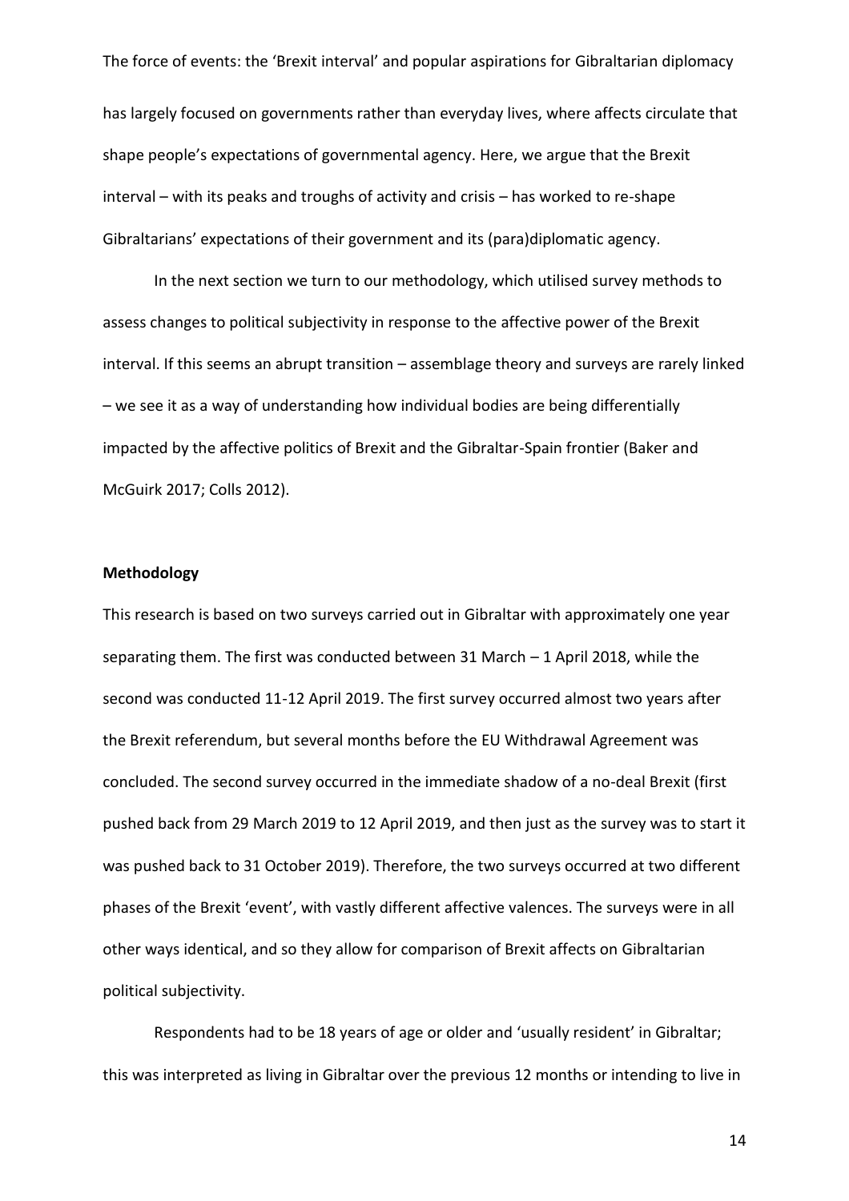has largely focused on governments rather than everyday lives, where affects circulate that shape people's expectations of governmental agency. Here, we argue that the Brexit interval – with its peaks and troughs of activity and crisis – has worked to re-shape Gibraltarians' expectations of their government and its (para)diplomatic agency.

In the next section we turn to our methodology, which utilised survey methods to assess changes to political subjectivity in response to the affective power of the Brexit interval. If this seems an abrupt transition – assemblage theory and surveys are rarely linked – we see it as a way of understanding how individual bodies are being differentially impacted by the affective politics of Brexit and the Gibraltar-Spain frontier (Baker and McGuirk 2017; Colls 2012).

## Methodology

This research is based on two surveys carried out in Gibraltar with approximately one year separating them. The first was conducted between 31 March – 1 April 2018, while the second was conducted 11-12 April 2019. The first survey occurred almost two years after the Brexit referendum, but several months before the EU Withdrawal Agreement was concluded. The second survey occurred in the immediate shadow of a no-deal Brexit (first pushed back from 29 March 2019 to 12 April 2019, and then just as the survey was to start it was pushed back to 31 October 2019). Therefore, the two surveys occurred at two different phases of the Brexit 'event', with vastly different affective valences. The surveys were in all other ways identical, and so they allow for comparison of Brexit affects on Gibraltarian political subjectivity.

Respondents had to be 18 years of age or older and 'usually resident' in Gibraltar; this was interpreted as living in Gibraltar over the previous 12 months or intending to live in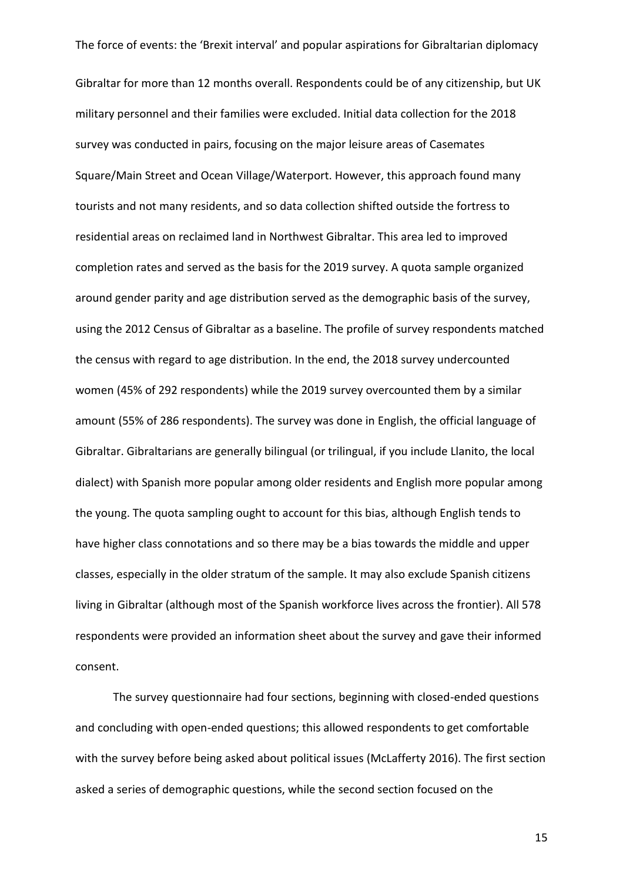Gibraltar for more than 12 months overall. Respondents could be of any citizenship, but UK military personnel and their families were excluded. Initial data collection for the 2018 survey was conducted in pairs, focusing on the major leisure areas of Casemates Square/Main Street and Ocean Village/Waterport. However, this approach found many tourists and not many residents, and so data collection shifted outside the fortress to residential areas on reclaimed land in Northwest Gibraltar. This area led to improved completion rates and served as the basis for the 2019 survey. A quota sample organized around gender parity and age distribution served as the demographic basis of the survey, using the 2012 Census of Gibraltar as a baseline. The profile of survey respondents matched the census with regard to age distribution. In the end, the 2018 survey undercounted women (45% of 292 respondents) while the 2019 survey overcounted them by a similar amount (55% of 286 respondents). The survey was done in English, the official language of Gibraltar. Gibraltarians are generally bilingual (or trilingual, if you include Llanito, the local dialect) with Spanish more popular among older residents and English more popular among the young. The quota sampling ought to account for this bias, although English tends to have higher class connotations and so there may be a bias towards the middle and upper classes, especially in the older stratum of the sample. It may also exclude Spanish citizens living in Gibraltar (although most of the Spanish workforce lives across the frontier). All 578 respondents were provided an information sheet about the survey and gave their informed consent.

The survey questionnaire had four sections, beginning with closed-ended questions and concluding with open-ended questions; this allowed respondents to get comfortable with the survey before being asked about political issues (McLafferty 2016). The first section asked a series of demographic questions, while the second section focused on the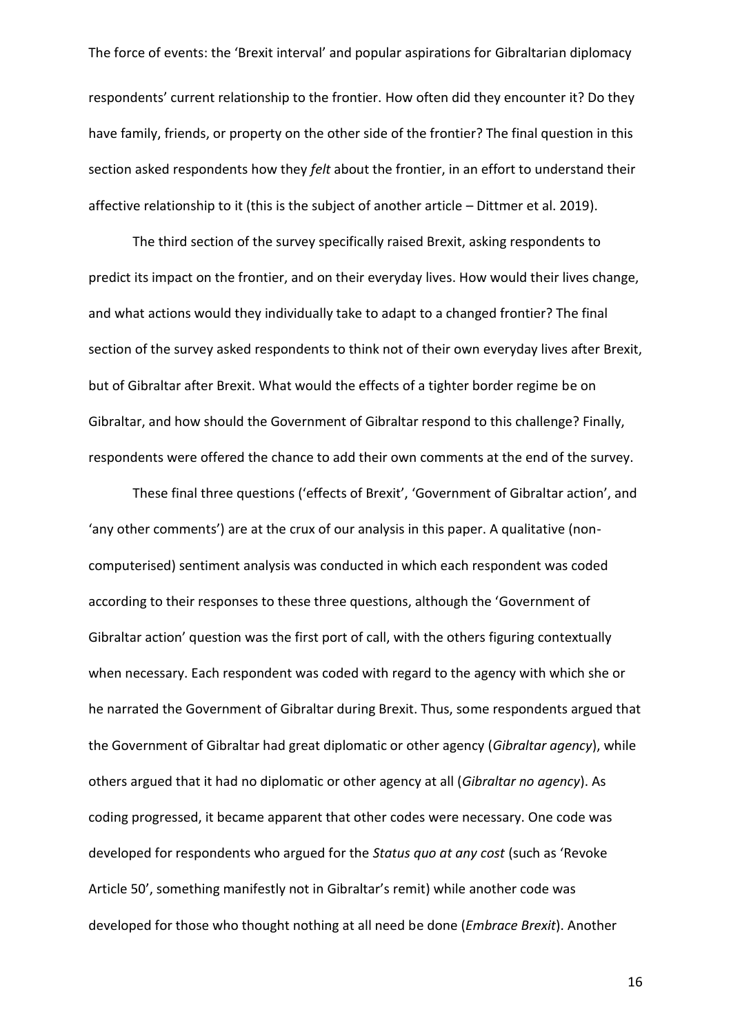respondents' current relationship to the frontier. How often did they encounter it? Do they have family, friends, or property on the other side of the frontier? The final question in this section asked respondents how they *felt* about the frontier, in an effort to understand their affective relationship to it (this is the subject of another article – Dittmer et al. 2019).

The third section of the survey specifically raised Brexit, asking respondents to predict its impact on the frontier, and on their everyday lives. How would their lives change, and what actions would they individually take to adapt to a changed frontier? The final section of the survey asked respondents to think not of their own everyday lives after Brexit, but of Gibraltar after Brexit. What would the effects of a tighter border regime be on Gibraltar, and how should the Government of Gibraltar respond to this challenge? Finally, respondents were offered the chance to add their own comments at the end of the survey.

These final three questions ('effects of Brexit', 'Government of Gibraltar action', and 'any other comments') are at the crux of our analysis in this paper. A qualitative (non-computerised) sentiment analysis was conducted in which each respondent was coded according to their responses to these three questions, although the 'Government of Gibraltar action' question was the first port of call, with the others figuring contextually when necessary. Each respondent was coded with regard to the agency with which she or he narrated the Government of Gibraltar during Brexit. Thus, some respondents argued that the Government of Gibraltar had great diplomatic or other agency (*Gibraltar agency*), while others argued that it had no diplomatic or other agency at all (*Gibraltar no agency*). As coding progressed, it became apparent that other codes were necessary. One code was developed for respondents who argued for the *Status quo at any cost* (such as 'Revoke Article 50', something manifestly not in Gibraltar's remit) while another code was developed for those who thought nothing at all need be done (*Embrace Brexit*). Another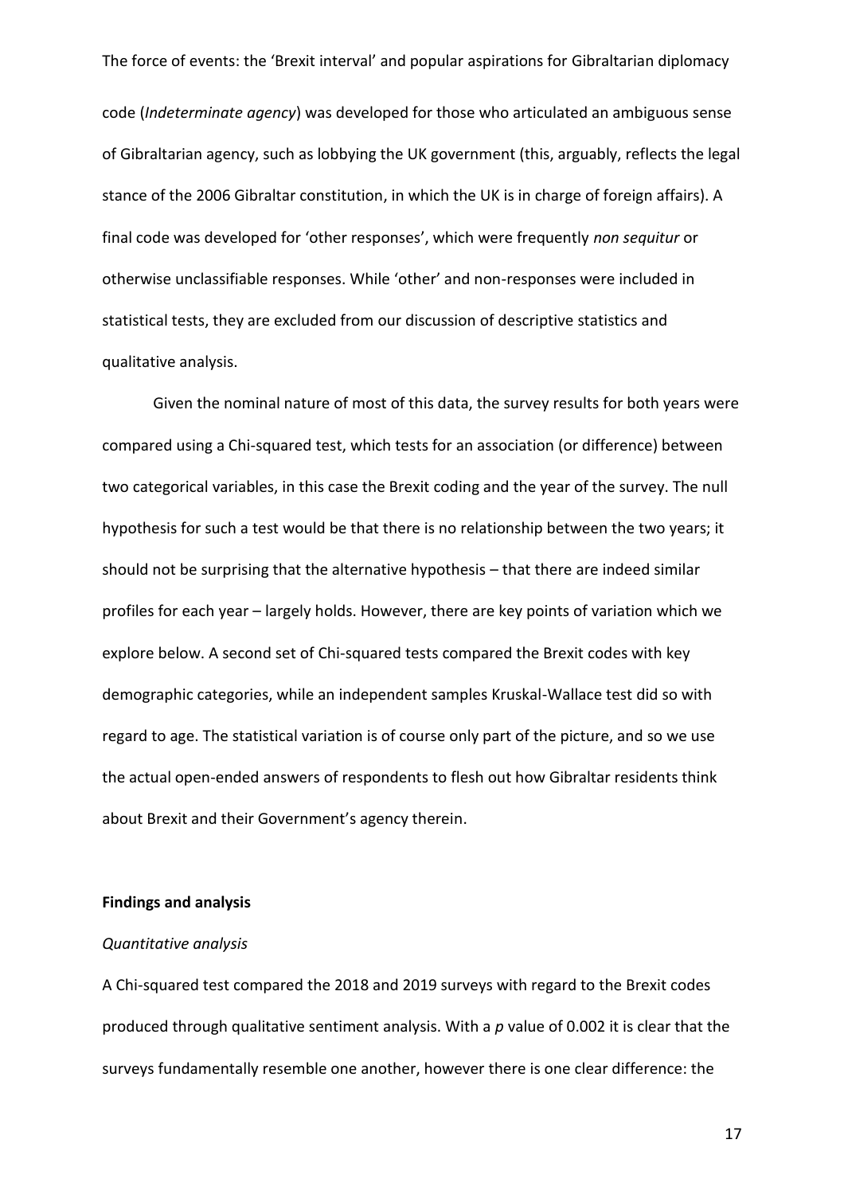code (*Indeterminate agency*) was developed for those who articulated an ambiguous sense of Gibraltarian agency, such as lobbying the UK government (this, arguably, reflects the legal stance of the 2006 Gibraltar constitution, in which the UK is in charge of foreign affairs). A final code was developed for 'other responses', which were frequently *non sequitur* or otherwise unclassifiable responses. While 'other' and non-responses were included in statistical tests, they are excluded from our discussion of descriptive statistics and qualitative analysis.

Given the nominal nature of most of this data, the survey results for both years were compared using a Chi-squared test, which tests for an association (or difference) between two categorical variables, in this case the Brexit coding and the year of the survey. The null hypothesis for such a test would be that there is no relationship between the two years; it should not be surprising that the alternative hypothesis – that there are indeed similar profiles for each year – largely holds. However, there are key points of variation which we explore below. A second set of Chi-squared tests compared the Brexit codes with key demographic categories, while an independent samples Kruskal-Wallace test did so with regard to age. The statistical variation is of course only part of the picture, and so we use the actual open-ended answers of respondents to flesh out how Gibraltar residents think about Brexit and their Government's agency therein.

## Findings and analysis

### *Quantitative analysis*

A Chi-squared test compared the 2018 and 2019 surveys with regard to the Brexit codes produced through qualitative sentiment analysis. With a $p$ value of 0.002 it is clear that the surveys fundamentally resemble one another, however there is one clear difference: the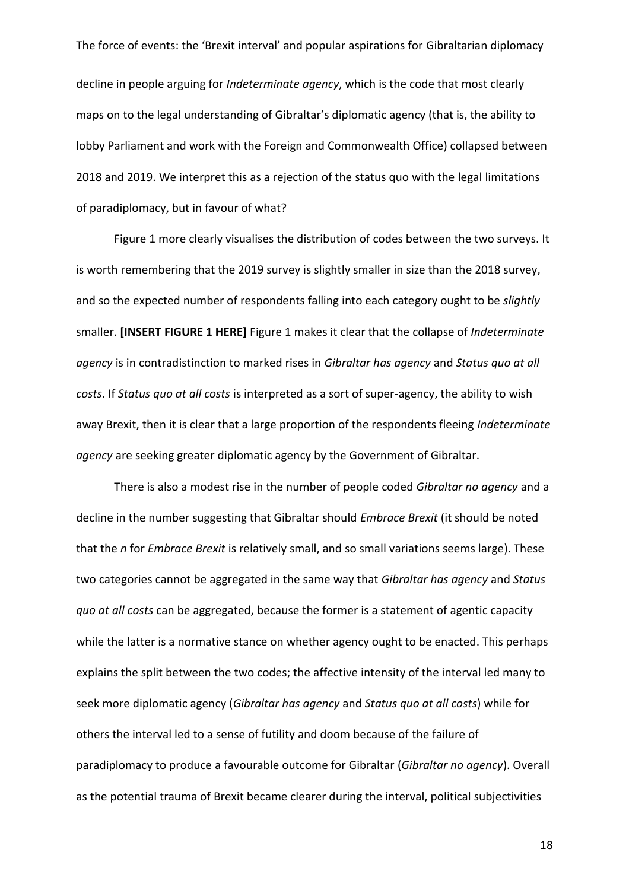decline in people arguing for *Indeterminate agency*, which is the code that most clearly maps on to the legal understanding of Gibraltar's diplomatic agency (that is, the ability to lobby Parliament and work with the Foreign and Commonwealth Office) collapsed between 2018 and 2019. We interpret this as a rejection of the status quo with the legal limitations of paradiplomacy, but in favour of what?

Figure 1 more clearly visualises the distribution of codes between the two surveys. It is worth remembering that the 2019 survey is slightly smaller in size than the 2018 survey, and so the expected number of respondents falling into each category ought to be *slightly* smaller. **[INSERT FIGURE 1 HERE]** Figure 1 makes it clear that the collapse of *Indeterminate agency* is in contradistinction to marked rises in *Gibraltar has agency* and *Status quo at all costs*. If *Status quo at all costs* is interpreted as a sort of super-agency, the ability to wish away Brexit, then it is clear that a large proportion of the respondents fleeing *Indeterminate agency* are seeking greater diplomatic agency by the Government of Gibraltar.

There is also a modest rise in the number of people coded *Gibraltar no agency* and a decline in the number suggesting that Gibraltar should *Embrace Brexit* (it should be noted that the *n* for *Embrace Brexit* is relatively small, and so small variations seems large). These two categories cannot be aggregated in the same way that *Gibraltar has agency* and *Status quo at all costs* can be aggregated, because the former is a statement of agentic capacity while the latter is a normative stance on whether agency ought to be enacted. This perhaps explains the split between the two codes; the affective intensity of the interval led many to seek more diplomatic agency (*Gibraltar has agency* and *Status quo at all costs*) while for others the interval led to a sense of futility and doom because of the failure of paradiplomacy to produce a favourable outcome for Gibraltar (*Gibraltar no agency*). Overall as the potential trauma of Brexit became clearer during the interval, political subjectivities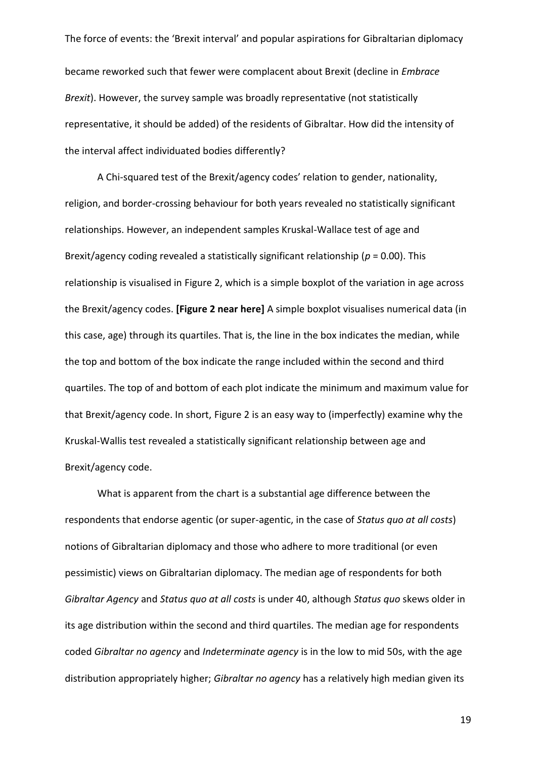became reworked such that fewer were complacent about Brexit (decline in *Embrace Brexit*). However, the survey sample was broadly representative (not statistically representative, it should be added) of the residents of Gibraltar. How did the intensity of the interval affect individuated bodies differently?

A Chi-squared test of the Brexit/agency codes' relation to gender, nationality, religion, and border-crossing behaviour for both years revealed no statistically significant relationships. However, an independent samples Kruskal-Wallace test of age and Brexit/agency coding revealed a statistically significant relationship ($p$ = 0.00). This relationship is visualised in Figure 2, which is a simple boxplot of the variation in age across the Brexit/agency codes. **[Figure 2 near here]** A simple boxplot visualises numerical data (in this case, age) through its quartiles. That is, the line in the box indicates the median, while the top and bottom of the box indicate the range included within the second and third quartiles. The top of and bottom of each plot indicate the minimum and maximum value for that Brexit/agency code. In short, Figure 2 is an easy way to (imperfectly) examine why the Kruskal-Wallis test revealed a statistically significant relationship between age and Brexit/agency code.

What is apparent from the chart is a substantial age difference between the respondents that endorse agentic (or super-agentic, in the case of *Status quo at all costs*) notions of Gibraltarian diplomacy and those who adhere to more traditional (or even pessimistic) views on Gibraltarian diplomacy. The median age of respondents for both *Gibraltar Agency* and *Status quo at all costs* is under 40, although *Status quo* skews older in its age distribution within the second and third quartiles. The median age for respondents coded *Gibraltar no agency* and *Indeterminate agency* is in the low to mid 50s, with the age distribution appropriately higher; *Gibraltar no agency* has a relatively high median given its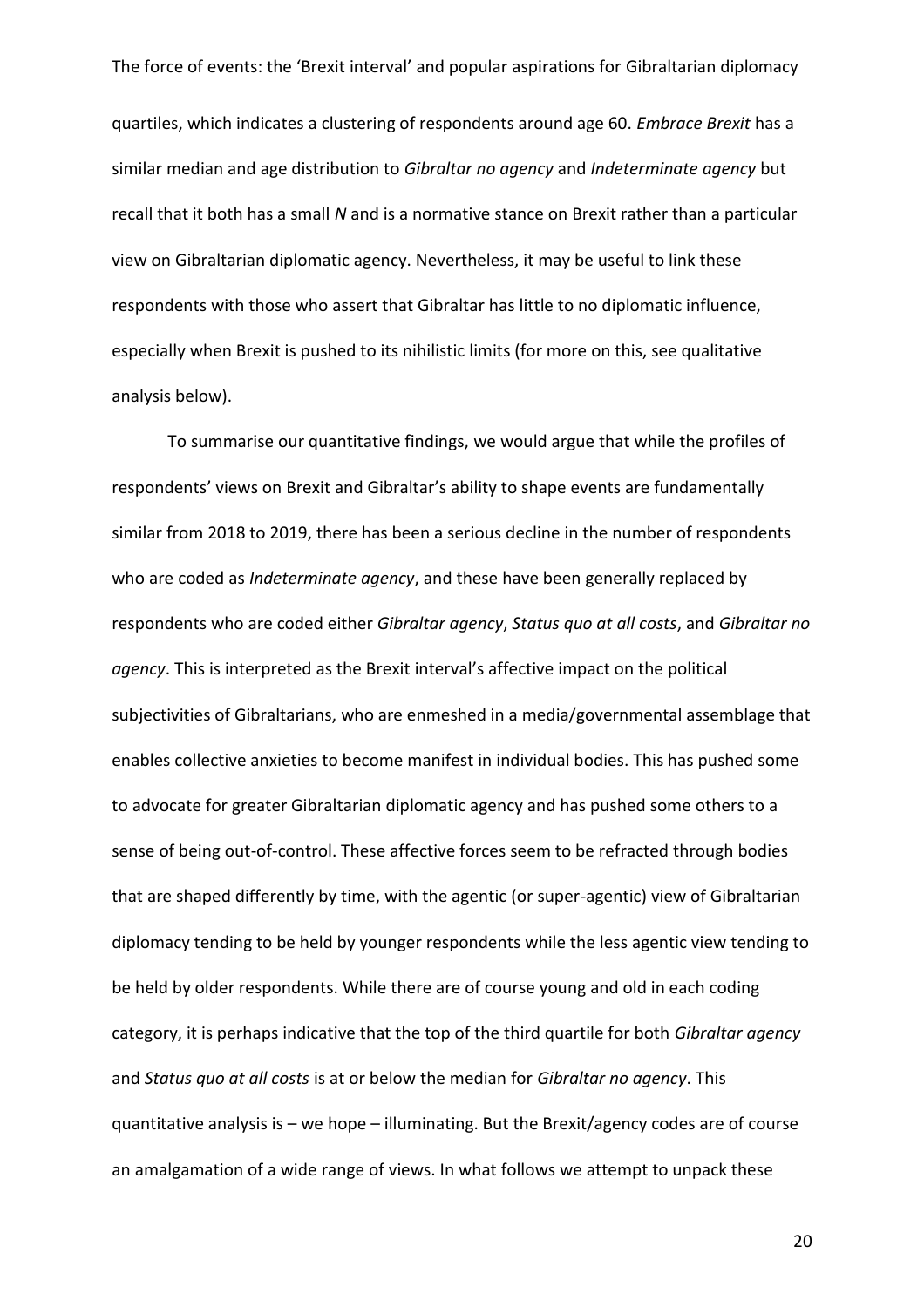quartiles, which indicates a clustering of respondents around age 60. *Embrace Brexit* has a similar median and age distribution to *Gibraltar no agency* and *Indeterminate agency* but recall that it both has a small *N* and is a normative stance on Brexit rather than a particular view on Gibraltarian diplomatic agency. Nevertheless, it may be useful to link these respondents with those who assert that Gibraltar has little to no diplomatic influence, especially when Brexit is pushed to its nihilistic limits (for more on this, see qualitative analysis below).

To summarise our quantitative findings, we would argue that while the profiles of respondents' views on Brexit and Gibraltar's ability to shape events are fundamentally similar from 2018 to 2019, there has been a serious decline in the number of respondents who are coded as *Indeterminate agency*, and these have been generally replaced by respondents who are coded either *Gibraltar agency*, *Status quo at all costs*, and *Gibraltar no agency*. This is interpreted as the Brexit interval's affective impact on the political subjectivities of Gibraltarians, who are enmeshed in a media/governmental assemblage that enables collective anxieties to become manifest in individual bodies. This has pushed some to advocate for greater Gibraltarian diplomatic agency and has pushed some others to a sense of being out-of-control. These affective forces seem to be refracted through bodies that are shaped differently by time, with the agentic (or super-agentic) view of Gibraltarian diplomacy tending to be held by younger respondents while the less agentic view tending to be held by older respondents. While there are of course young and old in each coding category, it is perhaps indicative that the top of the third quartile for both *Gibraltar agency* and *Status quo at all costs* is at or below the median for *Gibraltar no agency*. This quantitative analysis is – we hope – illuminating. But the Brexit/agency codes are of course an amalgamation of a wide range of views. In what follows we attempt to unpack these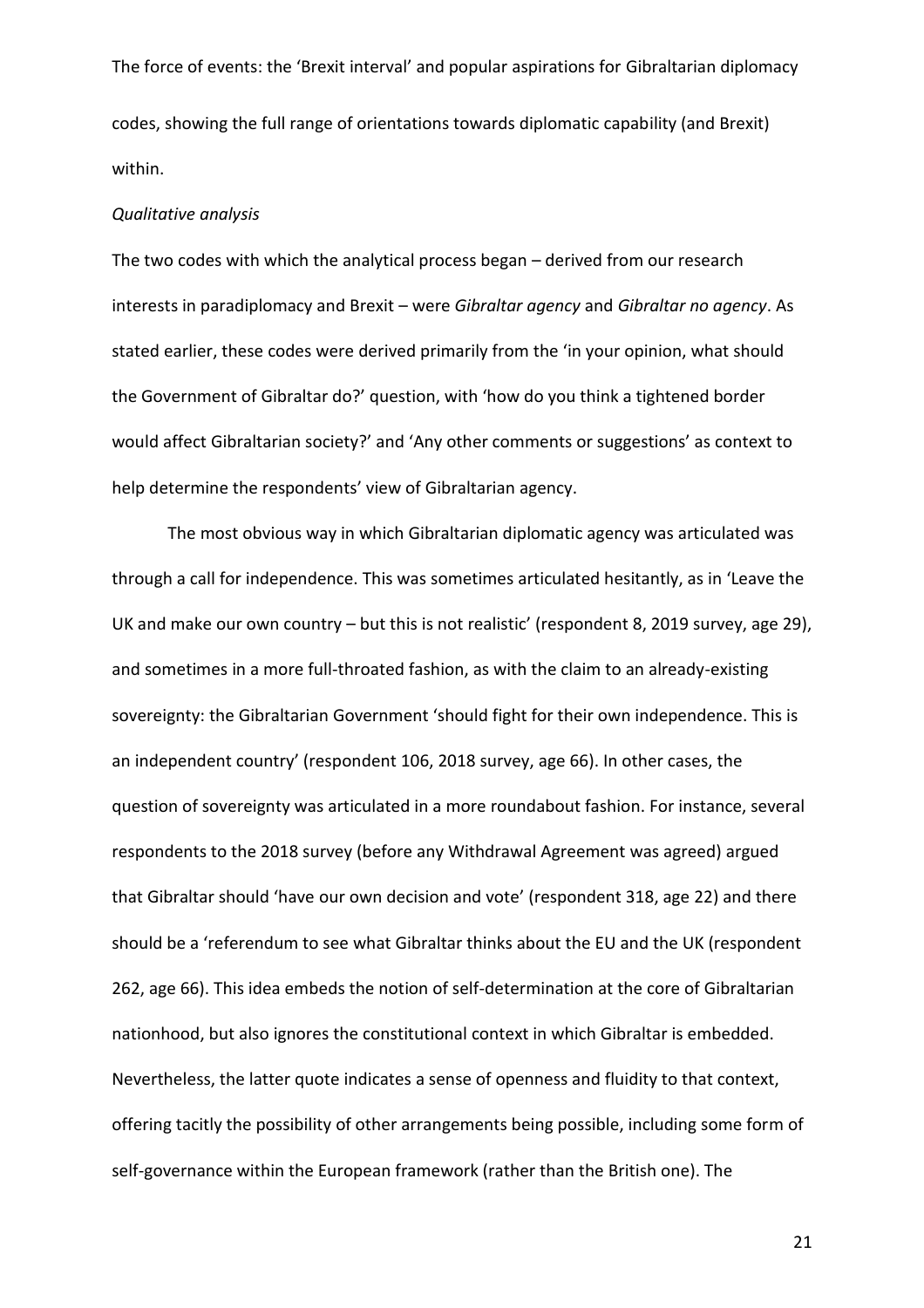codes, showing the full range of orientations towards diplomatic capability (and Brexit) within.

*Qualitative analysis*

The two codes with which the analytical process began – derived from our research interests in paradiplomacy and Brexit – were *Gibraltar agency* and *Gibraltar no agency*. As stated earlier, these codes were derived primarily from the 'in your opinion, what should the Government of Gibraltar do?' question, with 'how do you think a tightened border would affect Gibraltarian society?' and 'Any other comments or suggestions' as context to help determine the respondents' view of Gibraltarian agency.

The most obvious way in which Gibraltarian diplomatic agency was articulated was through a call for independence. This was sometimes articulated hesitantly, as in 'Leave the UK and make our own country – but this is not realistic' (respondent 8, 2019 survey, age 29), and sometimes in a more full-throated fashion, as with the claim to an already-existing sovereignty: the Gibraltarian Government 'should fight for their own independence. This is an independent country' (respondent 106, 2018 survey, age 66). In other cases, the question of sovereignty was articulated in a more roundabout fashion. For instance, several respondents to the 2018 survey (before any Withdrawal Agreement was agreed) argued that Gibraltar should 'have our own decision and vote' (respondent 318, age 22) and there should be a 'referendum to see what Gibraltar thinks about the EU and the UK (respondent 262, age 66). This idea embeds the notion of self-determination at the core of Gibraltarian nationhood, but also ignores the constitutional context in which Gibraltar is embedded. Nevertheless, the latter quote indicates a sense of openness and fluidity to that context, offering tacitly the possibility of other arrangements being possible, including some form of self-governance within the European framework (rather than the British one). The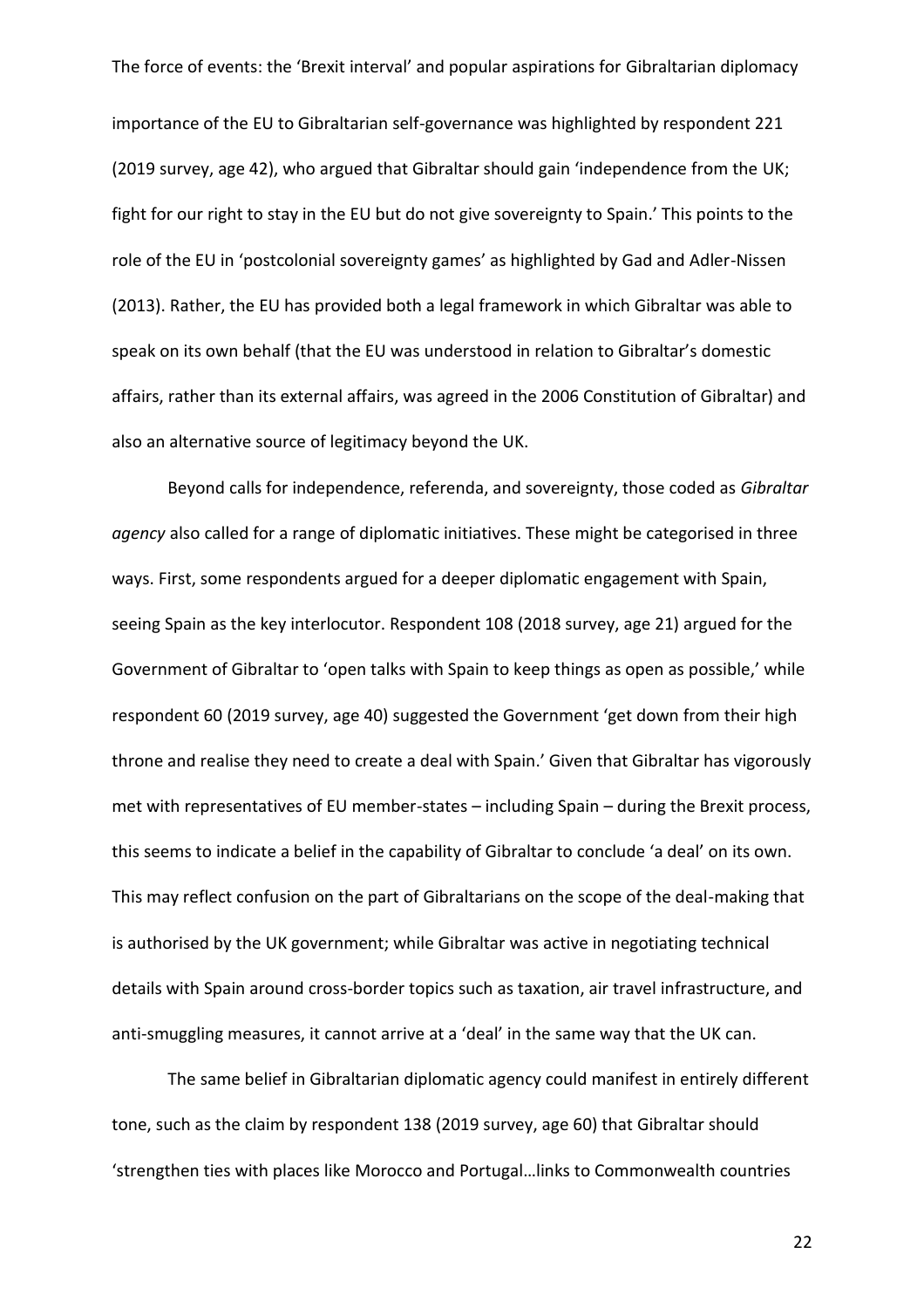importance of the EU to Gibraltarian self-governance was highlighted by respondent 221 (2019 survey, age 42), who argued that Gibraltar should gain 'independence from the UK; fight for our right to stay in the EU but do not give sovereignty to Spain.' This points to the role of the EU in 'postcolonial sovereignty games' as highlighted by Gad and Adler-Nissen (2013). Rather, the EU has provided both a legal framework in which Gibraltar was able to speak on its own behalf (that the EU was understood in relation to Gibraltar's domestic affairs, rather than its external affairs, was agreed in the 2006 Constitution of Gibraltar) and also an alternative source of legitimacy beyond the UK.

Beyond calls for independence, referenda, and sovereignty, those coded as *Gibraltar agency* also called for a range of diplomatic initiatives. These might be categorised in three ways. First, some respondents argued for a deeper diplomatic engagement with Spain, seeing Spain as the key interlocutor. Respondent 108 (2018 survey, age 21) argued for the Government of Gibraltar to 'open talks with Spain to keep things as open as possible,' while respondent 60 (2019 survey, age 40) suggested the Government 'get down from their high throne and realise they need to create a deal with Spain.' Given that Gibraltar has vigorously met with representatives of EU member-states – including Spain – during the Brexit process, this seems to indicate a belief in the capability of Gibraltar to conclude 'a deal' on its own. This may reflect confusion on the part of Gibraltarians on the scope of the deal-making that is authorised by the UK government; while Gibraltar was active in negotiating technical details with Spain around cross-border topics such as taxation, air travel infrastructure, and anti-smuggling measures, it cannot arrive at a 'deal' in the same way that the UK can.

The same belief in Gibraltarian diplomatic agency could manifest in entirely different tone, such as the claim by respondent 138 (2019 survey, age 60) that Gibraltar should 'strengthen ties with places like Morocco and Portugal…links to Commonwealth countries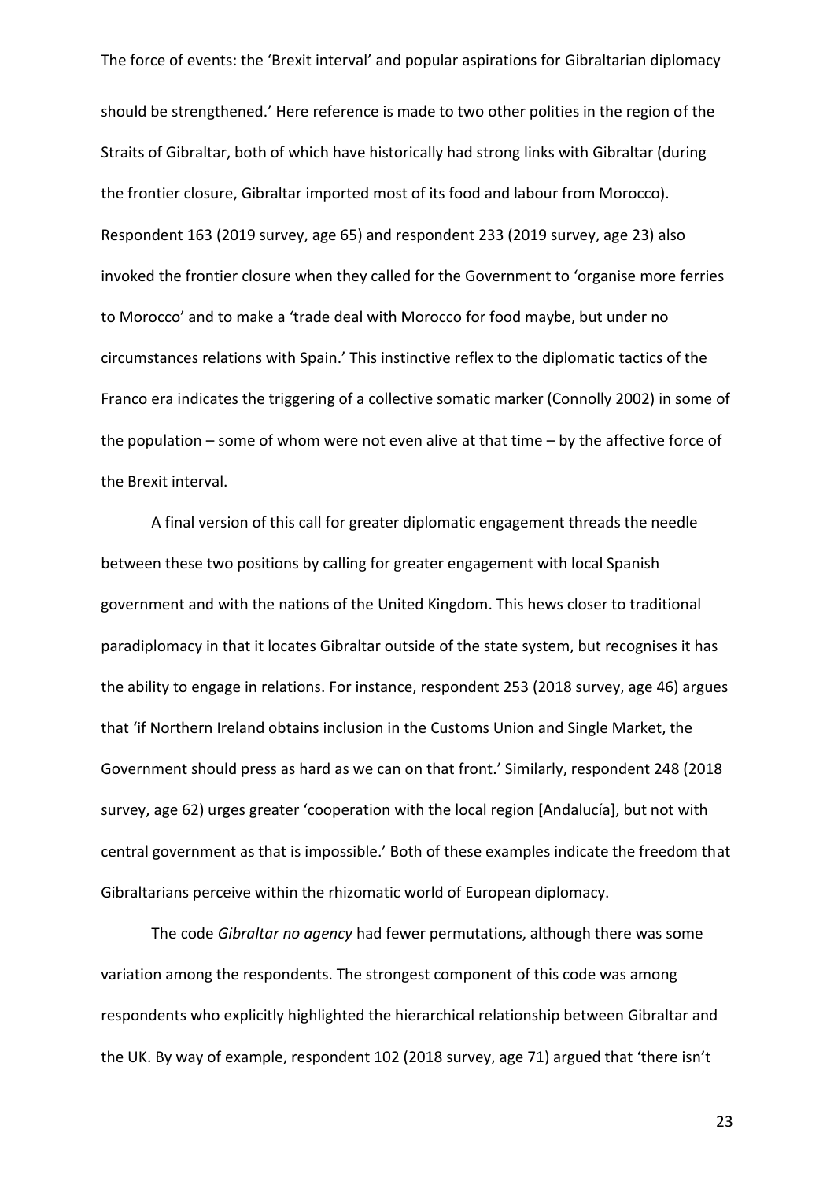should be strengthened.' Here reference is made to two other polities in the region of the Straits of Gibraltar, both of which have historically had strong links with Gibraltar (during the frontier closure, Gibraltar imported most of its food and labour from Morocco). Respondent 163 (2019 survey, age 65) and respondent 233 (2019 survey, age 23) also invoked the frontier closure when they called for the Government to 'organise more ferries to Morocco' and to make a 'trade deal with Morocco for food maybe, but under no circumstances relations with Spain.' This instinctive reflex to the diplomatic tactics of the Franco era indicates the triggering of a collective somatic marker (Connolly 2002) in some of the population – some of whom were not even alive at that time – by the affective force of the Brexit interval.

A final version of this call for greater diplomatic engagement threads the needle between these two positions by calling for greater engagement with local Spanish government and with the nations of the United Kingdom. This hews closer to traditional paradiplomacy in that it locates Gibraltar outside of the state system, but recognises it has the ability to engage in relations. For instance, respondent 253 (2018 survey, age 46) argues that 'if Northern Ireland obtains inclusion in the Customs Union and Single Market, the Government should press as hard as we can on that front.' Similarly, respondent 248 (2018 survey, age 62) urges greater 'cooperation with the local region [Andalucía], but not with central government as that is impossible.' Both of these examples indicate the freedom that Gibraltarians perceive within the rhizomatic world of European diplomacy.

The code *Gibraltar no agency* had fewer permutations, although there was some variation among the respondents. The strongest component of this code was among respondents who explicitly highlighted the hierarchical relationship between Gibraltar and the UK. By way of example, respondent 102 (2018 survey, age 71) argued that 'there isn't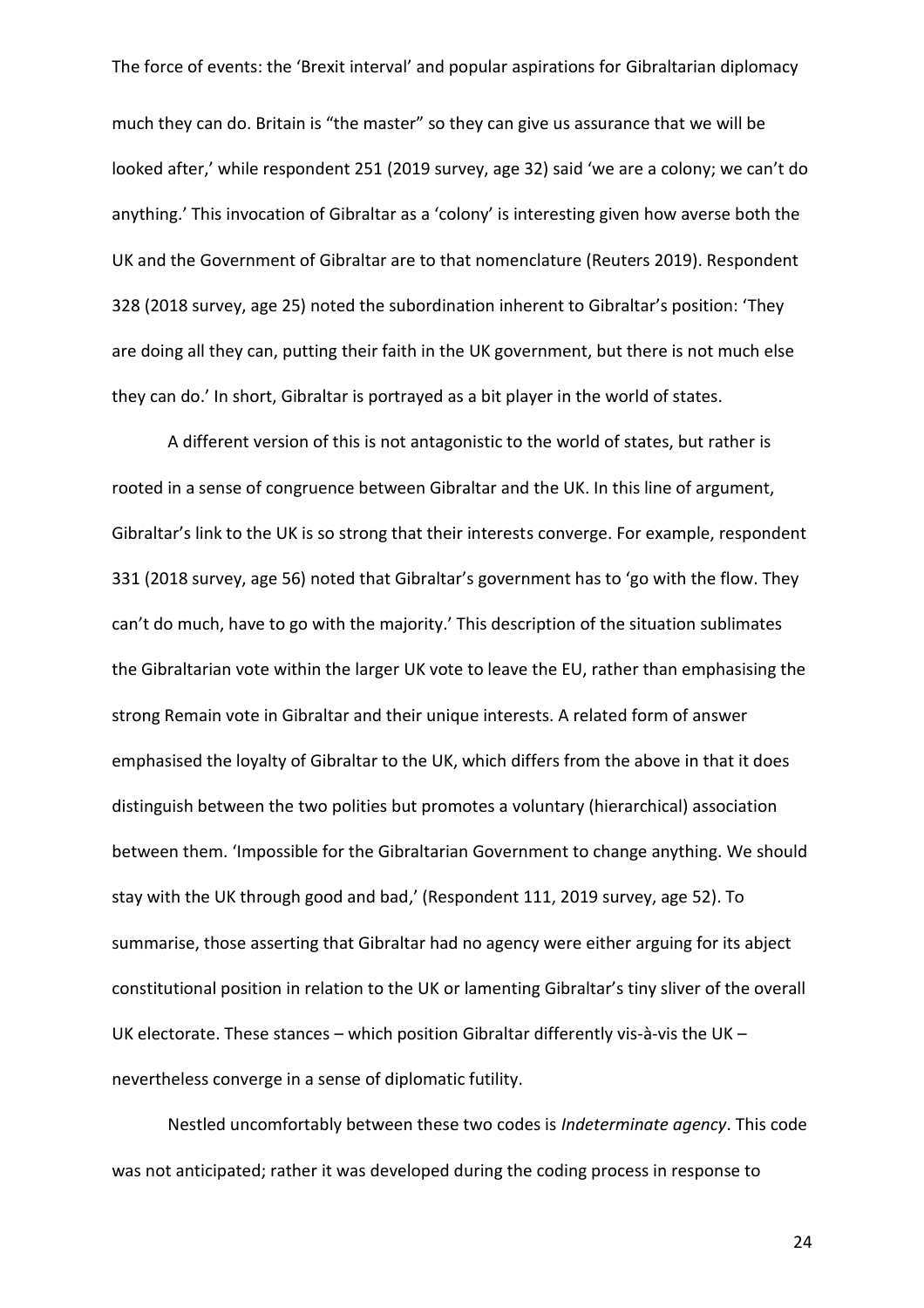much they can do. Britain is "the master" so they can give us assurance that we will be looked after,' while respondent 251 (2019 survey, age 32) said 'we are a colony; we can't do anything.' This invocation of Gibraltar as a 'colony' is interesting given how averse both the UK and the Government of Gibraltar are to that nomenclature (Reuters 2019). Respondent 328 (2018 survey, age 25) noted the subordination inherent to Gibraltar's position: 'They are doing all they can, putting their faith in the UK government, but there is not much else they can do.' In short, Gibraltar is portrayed as a bit player in the world of states.

A different version of this is not antagonistic to the world of states, but rather is rooted in a sense of congruence between Gibraltar and the UK. In this line of argument, Gibraltar's link to the UK is so strong that their interests converge. For example, respondent 331 (2018 survey, age 56) noted that Gibraltar's government has to 'go with the flow. They can't do much, have to go with the majority.' This description of the situation sublimates the Gibraltarian vote within the larger UK vote to leave the EU, rather than emphasising the strong Remain vote in Gibraltar and their unique interests. A related form of answer emphasised the loyalty of Gibraltar to the UK, which differs from the above in that it does distinguish between the two polities but promotes a voluntary (hierarchical) association between them. 'Impossible for the Gibraltarian Government to change anything. We should stay with the UK through good and bad,' (Respondent 111, 2019 survey, age 52). To summarise, those asserting that Gibraltar had no agency were either arguing for its abject constitutional position in relation to the UK or lamenting Gibraltar's tiny sliver of the overall UK electorate. These stances – which position Gibraltar differently vis-à-vis the UK – nevertheless converge in a sense of diplomatic futility.

Nestled uncomfortably between these two codes is *Indeterminate agency*. This code was not anticipated; rather it was developed during the coding process in response to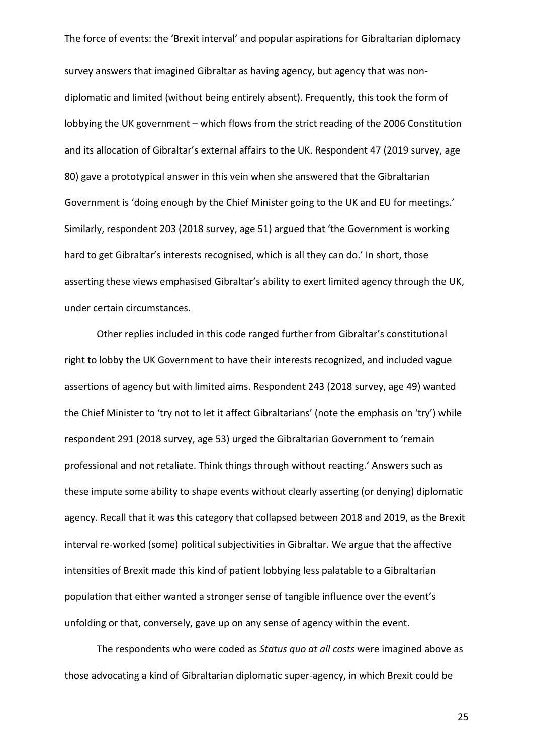survey answers that imagined Gibraltar as having agency, but agency that was non-diplomatic and limited (without being entirely absent). Frequently, this took the form of lobbying the UK government – which flows from the strict reading of the 2006 Constitution and its allocation of Gibraltar's external affairs to the UK. Respondent 47 (2019 survey, age 80) gave a prototypical answer in this vein when she answered that the Gibraltarian Government is 'doing enough by the Chief Minister going to the UK and EU for meetings.' Similarly, respondent 203 (2018 survey, age 51) argued that 'the Government is working hard to get Gibraltar's interests recognised, which is all they can do.' In short, those asserting these views emphasised Gibraltar's ability to exert limited agency through the UK, under certain circumstances.

Other replies included in this code ranged further from Gibraltar's constitutional right to lobby the UK Government to have their interests recognized, and included vague assertions of agency but with limited aims. Respondent 243 (2018 survey, age 49) wanted the Chief Minister to 'try not to let it affect Gibraltarians' (note the emphasis on 'try') while respondent 291 (2018 survey, age 53) urged the Gibraltarian Government to 'remain professional and not retaliate. Think things through without reacting.' Answers such as these impute some ability to shape events without clearly asserting (or denying) diplomatic agency. Recall that it was this category that collapsed between 2018 and 2019, as the Brexit interval re-worked (some) political subjectivities in Gibraltar. We argue that the affective intensities of Brexit made this kind of patient lobbying less palatable to a Gibraltarian population that either wanted a stronger sense of tangible influence over the event's unfolding or that, conversely, gave up on any sense of agency within the event.

The respondents who were coded as *Status quo at all costs* were imagined above as those advocating a kind of Gibraltarian diplomatic super-agency, in which Brexit could be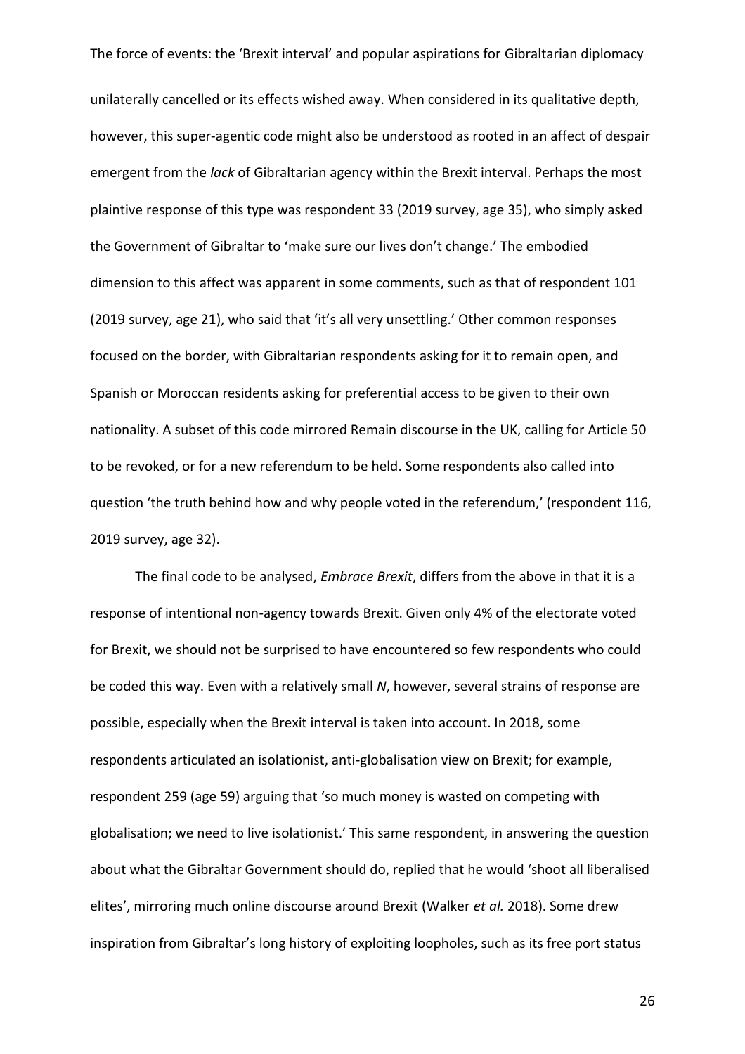unilaterally cancelled or its effects wished away. When considered in its qualitative depth, however, this super-agentic code might also be understood as rooted in an affect of despair emergent from the *lack* of Gibraltarian agency within the Brexit interval. Perhaps the most plaintive response of this type was respondent 33 (2019 survey, age 35), who simply asked the Government of Gibraltar to 'make sure our lives don't change.' The embodied dimension to this affect was apparent in some comments, such as that of respondent 101 (2019 survey, age 21), who said that 'it's all very unsettling.' Other common responses focused on the border, with Gibraltarian respondents asking for it to remain open, and Spanish or Moroccan residents asking for preferential access to be given to their own nationality. A subset of this code mirrored Remain discourse in the UK, calling for Article 50 to be revoked, or for a new referendum to be held. Some respondents also called into question 'the truth behind how and why people voted in the referendum,' (respondent 116, 2019 survey, age 32).

The final code to be analysed, *Embrace Brexit*, differs from the above in that it is a response of intentional non-agency towards Brexit. Given only 4% of the electorate voted for Brexit, we should not be surprised to have encountered so few respondents who could be coded this way. Even with a relatively small *N*, however, several strains of response are possible, especially when the Brexit interval is taken into account. In 2018, some respondents articulated an isolationist, anti-globalisation view on Brexit; for example, respondent 259 (age 59) arguing that 'so much money is wasted on competing with globalisation; we need to live isolationist.' This same respondent, in answering the question about what the Gibraltar Government should do, replied that he would 'shoot all liberalised elites', mirroring much online discourse around Brexit (Walker *et al.* 2018). Some drew inspiration from Gibraltar's long history of exploiting loopholes, such as its free port status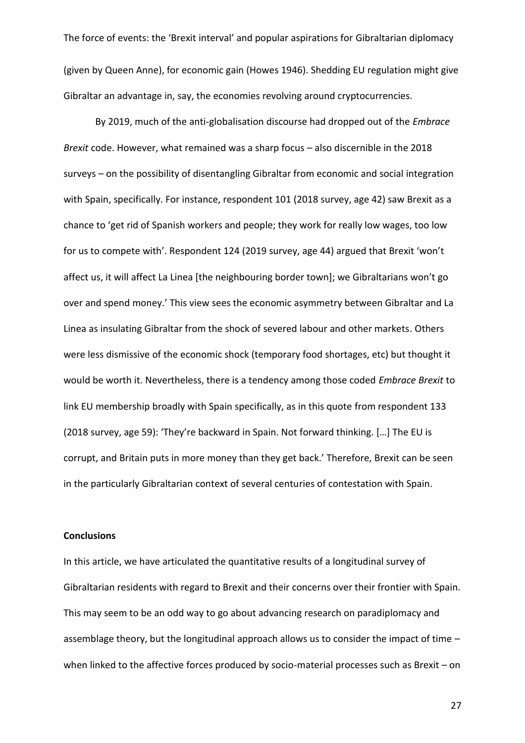(given by Queen Anne), for economic gain (Howes 1946). Shedding EU regulation might give Gibraltar an advantage in, say, the economies revolving around cryptocurrencies.

By 2019, much of the anti-globalisation discourse had dropped out of the *Embrace Brexit* code. However, what remained was a sharp focus – also discernible in the 2018 surveys – on the possibility of disentangling Gibraltar from economic and social integration with Spain, specifically. For instance, respondent 101 (2018 survey, age 42) saw Brexit as a chance to 'get rid of Spanish workers and people; they work for really low wages, too low for us to compete with'. Respondent 124 (2019 survey, age 44) argued that Brexit 'won't affect us, it will affect La Linea [the neighbouring border town]; we Gibraltarians won't go over and spend money.' This view sees the economic asymmetry between Gibraltar and La Linea as insulating Gibraltar from the shock of severed labour and other markets. Others were less dismissive of the economic shock (temporary food shortages, etc) but thought it would be worth it. Nevertheless, there is a tendency among those coded *Embrace Brexit* to link EU membership broadly with Spain specifically, as in this quote from respondent 133 (2018 survey, age 59): 'They're backward in Spain. Not forward thinking. […] The EU is corrupt, and Britain puts in more money than they get back.' Therefore, Brexit can be seen in the particularly Gibraltarian context of several centuries of contestation with Spain.

## Conclusions

In this article, we have articulated the quantitative results of a longitudinal survey of Gibraltarian residents with regard to Brexit and their concerns over their frontier with Spain. This may seem to be an odd way to go about advancing research on paradiplomacy and assemblage theory, but the longitudinal approach allows us to consider the impact of time – when linked to the affective forces produced by socio-material processes such as Brexit – on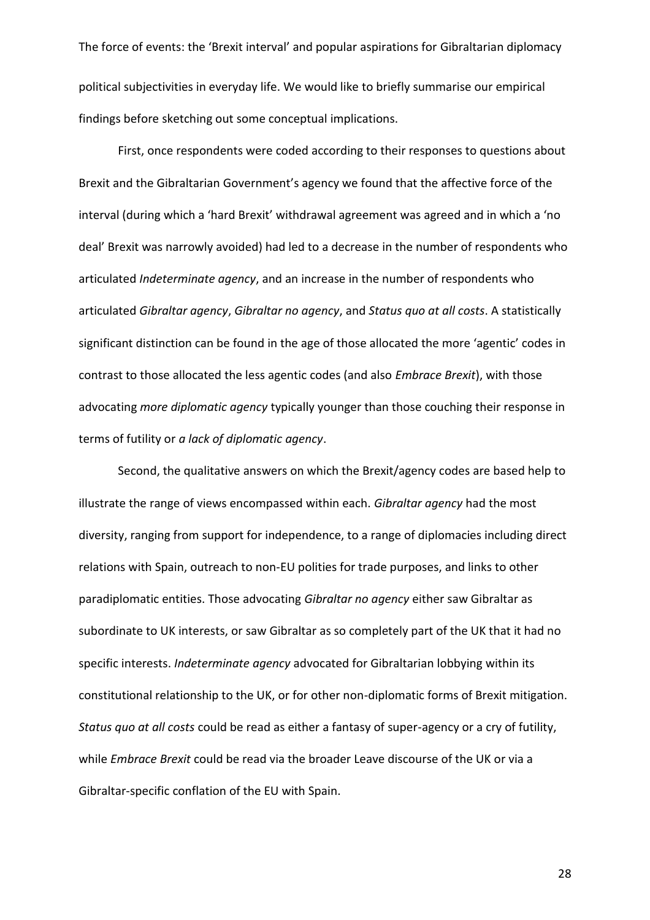political subjectivities in everyday life. We would like to briefly summarise our empirical findings before sketching out some conceptual implications.

First, once respondents were coded according to their responses to questions about Brexit and the Gibraltarian Government's agency we found that the affective force of the interval (during which a 'hard Brexit' withdrawal agreement was agreed and in which a 'no deal' Brexit was narrowly avoided) had led to a decrease in the number of respondents who articulated *Indeterminate agency*, and an increase in the number of respondents who articulated *Gibraltar agency*, *Gibraltar no agency*, and *Status quo at all costs*. A statistically significant distinction can be found in the age of those allocated the more 'agentic' codes in contrast to those allocated the less agentic codes (and also *Embrace Brexit*), with those advocating *more diplomatic agency* typically younger than those couching their response in terms of futility or *a lack of diplomatic agency*.

Second, the qualitative answers on which the Brexit/agency codes are based help to illustrate the range of views encompassed within each. *Gibraltar agency* had the most diversity, ranging from support for independence, to a range of diplomacies including direct relations with Spain, outreach to non-EU polities for trade purposes, and links to other paradiplomatic entities. Those advocating *Gibraltar no agency* either saw Gibraltar as subordinate to UK interests, or saw Gibraltar as so completely part of the UK that it had no specific interests. *Indeterminate agency* advocated for Gibraltarian lobbying within its constitutional relationship to the UK, or for other non-diplomatic forms of Brexit mitigation. *Status quo at all costs* could be read as either a fantasy of super-agency or a cry of futility, while *Embrace Brexit* could be read via the broader Leave discourse of the UK or via a Gibraltar-specific conflation of the EU with Spain.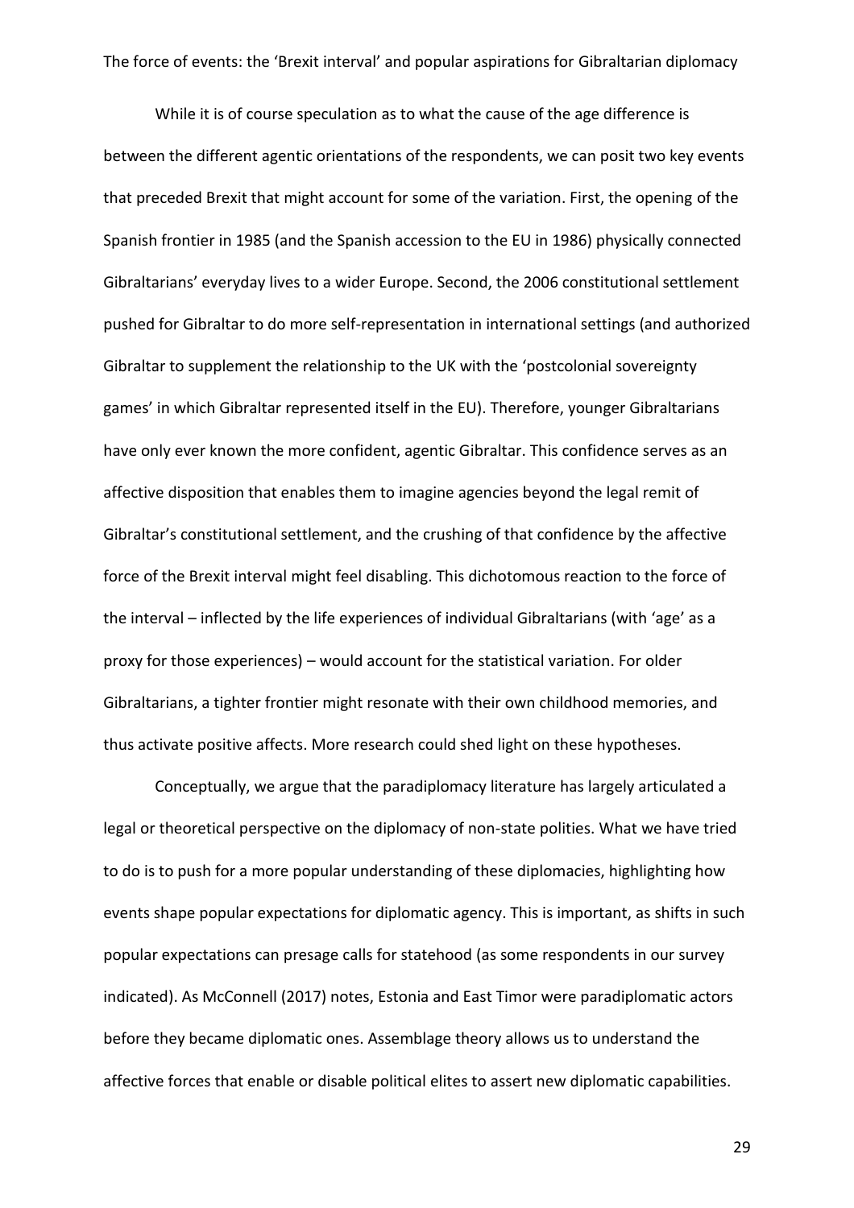While it is of course speculation as to what the cause of the age difference is between the different agentic orientations of the respondents, we can posit two key events that preceded Brexit that might account for some of the variation. First, the opening of the Spanish frontier in 1985 (and the Spanish accession to the EU in 1986) physically connected Gibraltarians' everyday lives to a wider Europe. Second, the 2006 constitutional settlement pushed for Gibraltar to do more self-representation in international settings (and authorized Gibraltar to supplement the relationship to the UK with the 'postcolonial sovereignty games' in which Gibraltar represented itself in the EU). Therefore, younger Gibraltarians have only ever known the more confident, agentic Gibraltar. This confidence serves as an affective disposition that enables them to imagine agencies beyond the legal remit of Gibraltar's constitutional settlement, and the crushing of that confidence by the affective force of the Brexit interval might feel disabling. This dichotomous reaction to the force of the interval – inflected by the life experiences of individual Gibraltarians (with 'age' as a proxy for those experiences) – would account for the statistical variation. For older Gibraltarians, a tighter frontier might resonate with their own childhood memories, and thus activate positive affects. More research could shed light on these hypotheses.

Conceptually, we argue that the paradiplomacy literature has largely articulated a legal or theoretical perspective on the diplomacy of non-state polities. What we have tried to do is to push for a more popular understanding of these diplomacies, highlighting how events shape popular expectations for diplomatic agency. This is important, as shifts in such popular expectations can presage calls for statehood (as some respondents in our survey indicated). As McConnell (2017) notes, Estonia and East Timor were paradiplomatic actors before they became diplomatic ones. Assemblage theory allows us to understand the affective forces that enable or disable political elites to assert new diplomatic capabilities.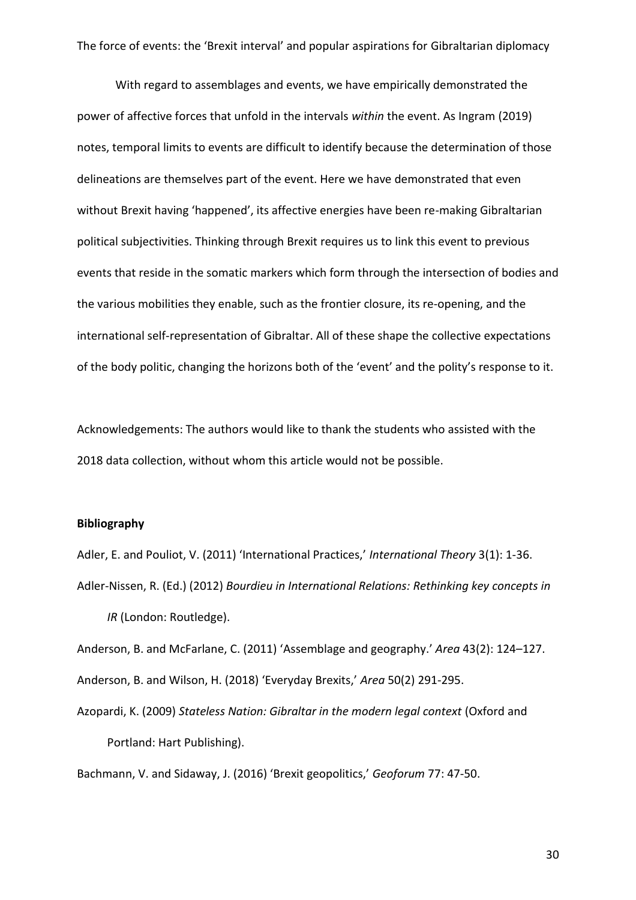With regard to assemblages and events, we have empirically demonstrated the power of affective forces that unfold in the intervals *within* the event. As Ingram (2019) notes, temporal limits to events are difficult to identify because the determination of those delineations are themselves part of the event. Here we have demonstrated that even without Brexit having 'happened', its affective energies have been re-making Gibraltarian political subjectivities. Thinking through Brexit requires us to link this event to previous events that reside in the somatic markers which form through the intersection of bodies and the various mobilities they enable, such as the frontier closure, its re-opening, and the international self-representation of Gibraltar. All of these shape the collective expectations of the body politic, changing the horizons both of the 'event' and the polity's response to it.

Acknowledgements: The authors would like to thank the students who assisted with the 2018 data collection, without whom this article would not be possible.

**Bibliography**

Adler, E. and Pouliot, V. (2011) 'International Practices,' *International Theory* 3(1): 1-36.

Adler-Nissen, R. (Ed.) (2012) *Bourdieu in International Relations: Rethinking key concepts in IR* (London: Routledge).

Anderson, B. and McFarlane, C. (2011) 'Assemblage and geography.' *Area* 43(2): 124–127.

Anderson, B. and Wilson, H. (2018) 'Everyday Brexits,' *Area* 50(2) 291-295.

Azopardi, K. (2009) *Stateless Nation: Gibraltar in the modern legal context* (Oxford and Portland: Hart Publishing).

Bachmann, V. and Sidaway, J. (2016) 'Brexit geopolitics,' *Geoforum* 77: 47-50.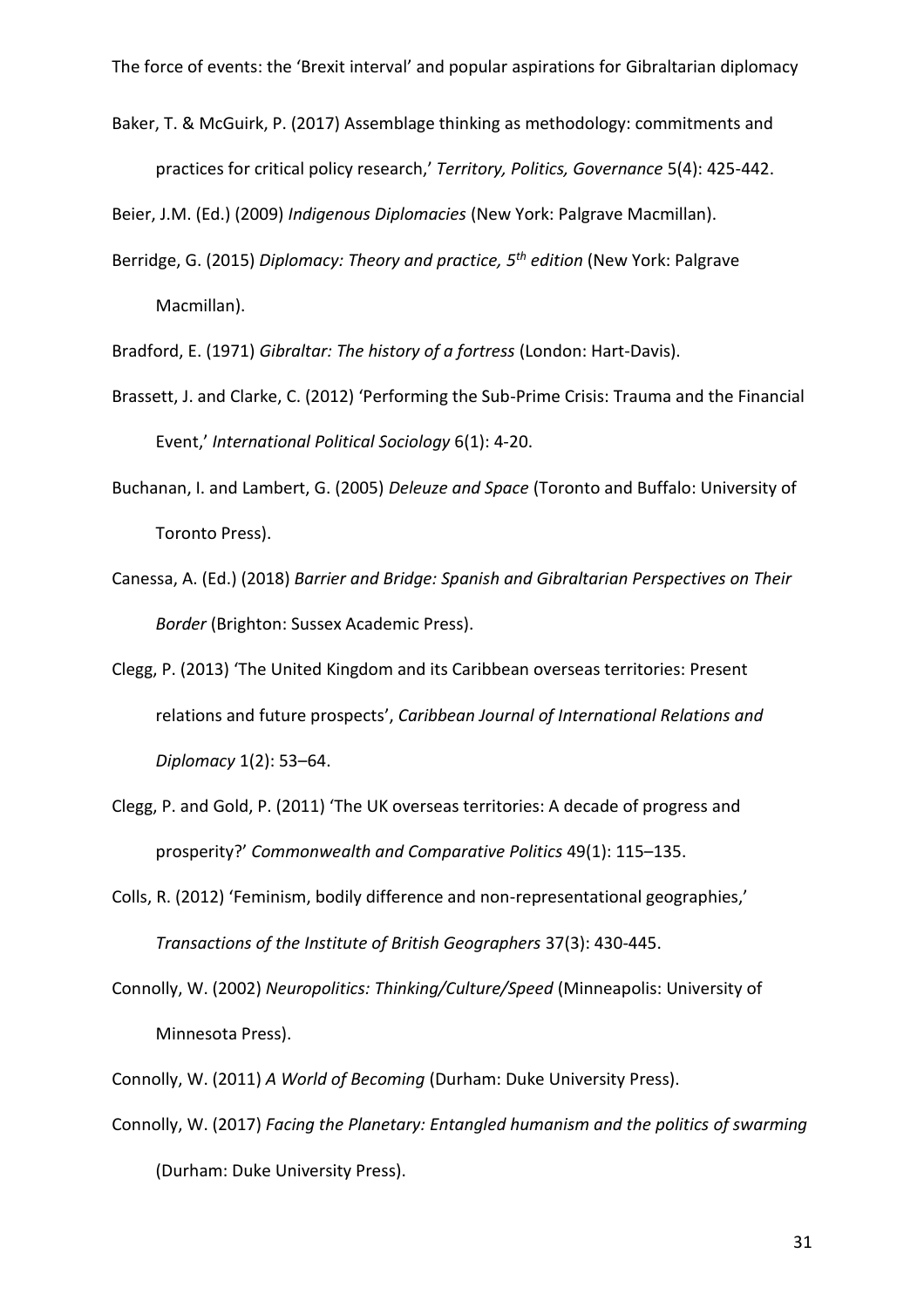Baker, T. & McGuirk, P. (2017) Assemblage thinking as methodology: commitments and practices for critical policy research,' *Territory, Politics, Governance* 5(4): 425-442.

Beier, J.M. (Ed.) (2009) *Indigenous Diplomacies* (New York: Palgrave Macmillan).

Berridge, G. (2015) *Diplomacy: Theory and practice, 5th edition* (New York: Palgrave Macmillan).

Bradford, E. (1971) *Gibraltar: The history of a fortress* (London: Hart-Davis).

Brassett, J. and Clarke, C. (2012) 'Performing the Sub-Prime Crisis: Trauma and the Financial Event,' *International Political Sociology* 6(1): 4-20.

Buchanan, I. and Lambert, G. (2005) *Deleuze and Space* (Toronto and Buffalo: University of Toronto Press).

Canessa, A. (Ed.) (2018) *Barrier and Bridge: Spanish and Gibraltarian Perspectives on Their Border* (Brighton: Sussex Academic Press).

Clegg, P. (2013) 'The United Kingdom and its Caribbean overseas territories: Present relations and future prospects', *Caribbean Journal of International Relations and Diplomacy* 1(2): 53–64.

Clegg, P. and Gold, P. (2011) 'The UK overseas territories: A decade of progress and prosperity?' *Commonwealth and Comparative Politics* 49(1): 115–135.

Colls, R. (2012) 'Feminism, bodily difference and non-representational geographies,' *Transactions of the Institute of British Geographers* 37(3): 430-445.

Connolly, W. (2002) *Neuropolitics: Thinking/Culture/Speed* (Minneapolis: University of Minnesota Press).

Connolly, W. (2011) *A World of Becoming* (Durham: Duke University Press).

Connolly, W. (2017) *Facing the Planetary: Entangled humanism and the politics of swarming* (Durham: Duke University Press).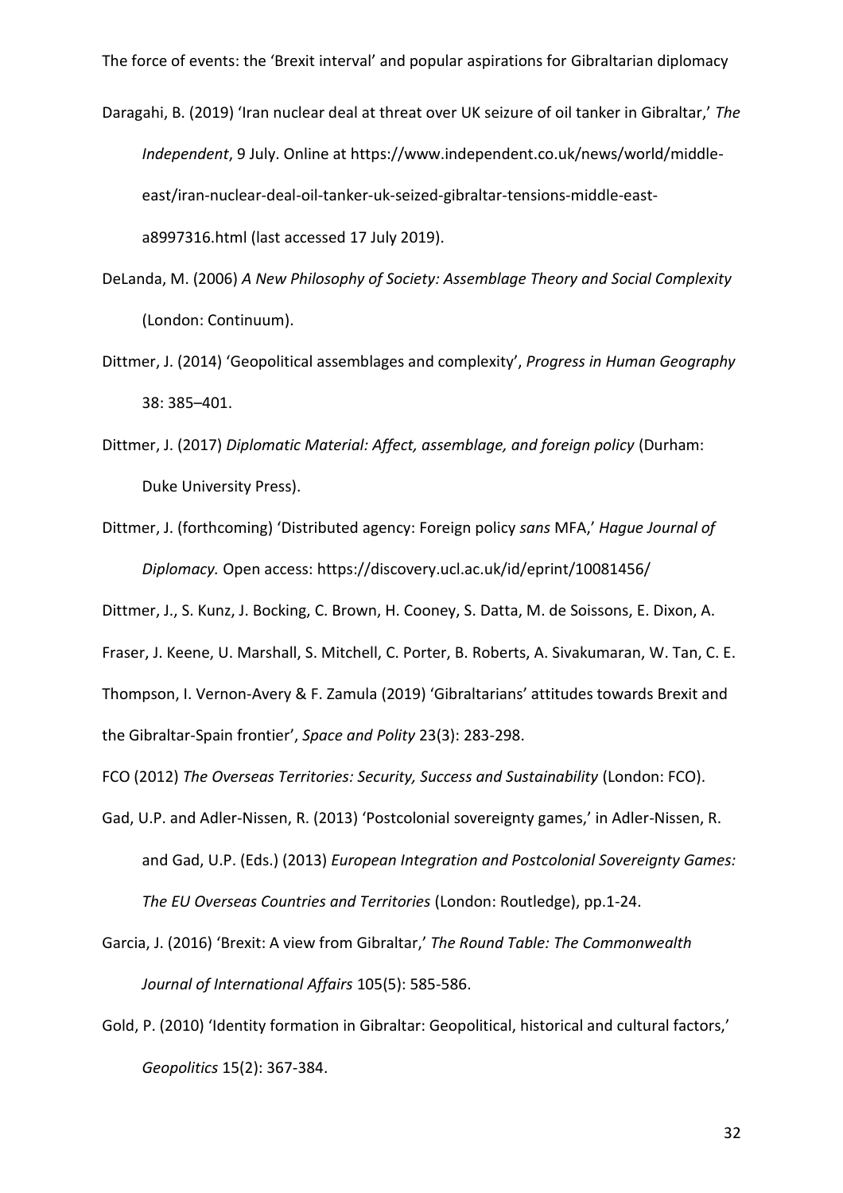Daragahi, B. (2019) 'Iran nuclear deal at threat over UK seizure of oil tanker in Gibraltar,' *The Independent*, 9 July. Online at https://www.independent.co.uk/news/world/middle-east/iran-nuclear-deal-oil-tanker-uk-seized-gibraltar-tensions-middle-east-a8997316.html (last accessed 17 July 2019).

DeLanda, M. (2006) *A New Philosophy of Society: Assemblage Theory and Social Complexity* (London: Continuum).

Dittmer, J. (2014) 'Geopolitical assemblages and complexity', *Progress in Human Geography* 38: 385–401.

Dittmer, J. (2017) *Diplomatic Material: Affect, assemblage, and foreign policy* (Durham: Duke University Press).

Dittmer, J. (forthcoming) 'Distributed agency: Foreign policy *sans* MFA,' *Hague Journal of Diplomacy.* Open access: https://discovery.ucl.ac.uk/id/eprint/10081456/

Dittmer, J., S. Kunz, J. Bocking, C. Brown, H. Cooney, S. Datta, M. de Soissons, E. Dixon, A. Fraser, J. Keene, U. Marshall, S. Mitchell, C. Porter, B. Roberts, A. Sivakumaran, W. Tan, C. E. Thompson, I. Vernon-Avery & F. Zamula (2019) 'Gibraltarians' attitudes towards Brexit and the Gibraltar-Spain frontier', *Space and Polity* 23(3): 283-298.

FCO (2012) *The Overseas Territories: Security, Success and Sustainability* (London: FCO).

Gad, U.P. and Adler-Nissen, R. (2013) 'Postcolonial sovereignty games,' in Adler-Nissen, R. and Gad, U.P. (Eds.) (2013) *European Integration and Postcolonial Sovereignty Games: The EU Overseas Countries and Territories* (London: Routledge), pp.1-24.

Garcia, J. (2016) 'Brexit: A view from Gibraltar,' *The Round Table: The Commonwealth Journal of International Affairs* 105(5): 585-586.

Gold, P. (2010) 'Identity formation in Gibraltar: Geopolitical, historical and cultural factors,' *Geopolitics* 15(2): 367-384.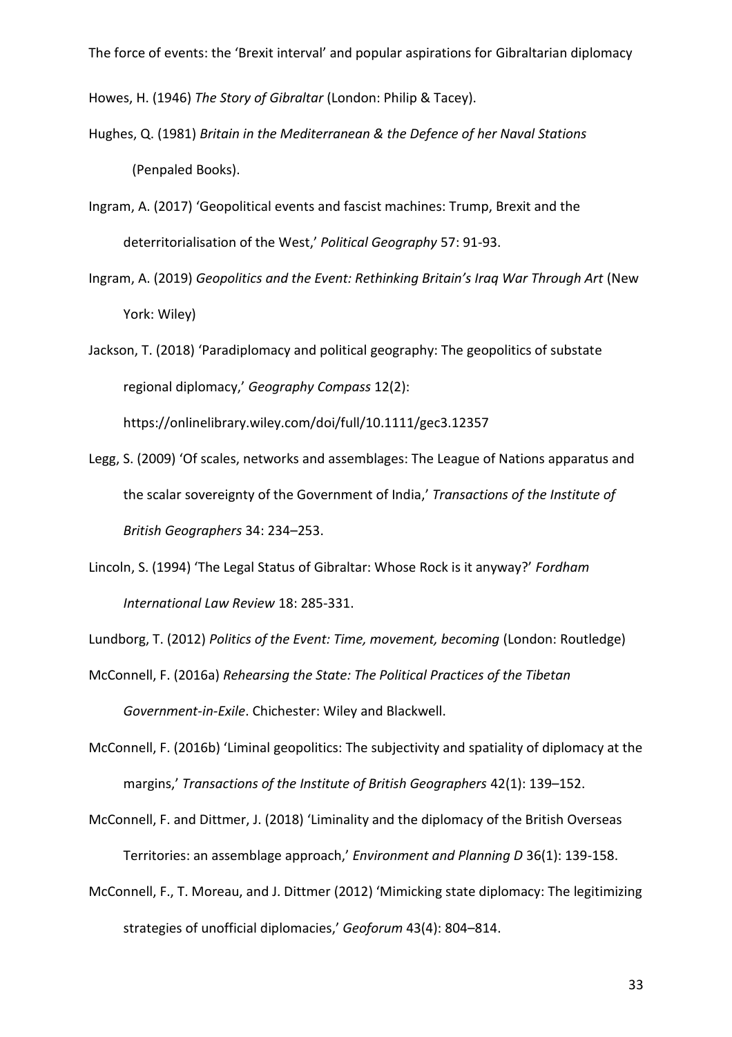Howes, H. (1946) *The Story of Gibraltar* (London: Philip & Tacey).

Hughes, Q. (1981) *Britain in the Mediterranean & the Defence of her Naval Stations* (Penpaled Books).

Ingram, A. (2017) 'Geopolitical events and fascist machines: Trump, Brexit and the deterritorialisation of the West,' *Political Geography* 57: 91-93.

Ingram, A. (2019) *Geopolitics and the Event: Rethinking Britain's Iraq War Through Art* (New York: Wiley)

Jackson, T. (2018) 'Paradiplomacy and political geography: The geopolitics of substate regional diplomacy,' *Geography Compass* 12(2): https://onlinelibrary.wiley.com/doi/full/10.1111/gec3.12357

Legg, S. (2009) 'Of scales, networks and assemblages: The League of Nations apparatus and the scalar sovereignty of the Government of India,' *Transactions of the Institute of British Geographers* 34: 234–253.

Lincoln, S. (1994) 'The Legal Status of Gibraltar: Whose Rock is it anyway?' *Fordham International Law Review* 18: 285-331.

Lundborg, T. (2012) *Politics of the Event: Time, movement, becoming* (London: Routledge)

McConnell, F. (2016a) *Rehearsing the State: The Political Practices of the Tibetan Government-in-Exile*. Chichester: Wiley and Blackwell.

McConnell, F. (2016b) 'Liminal geopolitics: The subjectivity and spatiality of diplomacy at the margins,' *Transactions of the Institute of British Geographers* 42(1): 139–152.

McConnell, F. and Dittmer, J. (2018) 'Liminality and the diplomacy of the British Overseas Territories: an assemblage approach,' *Environment and Planning D* 36(1): 139-158.

McConnell, F., T. Moreau, and J. Dittmer (2012) 'Mimicking state diplomacy: The legitimizing strategies of unofficial diplomacies,' *Geoforum* 43(4): 804–814.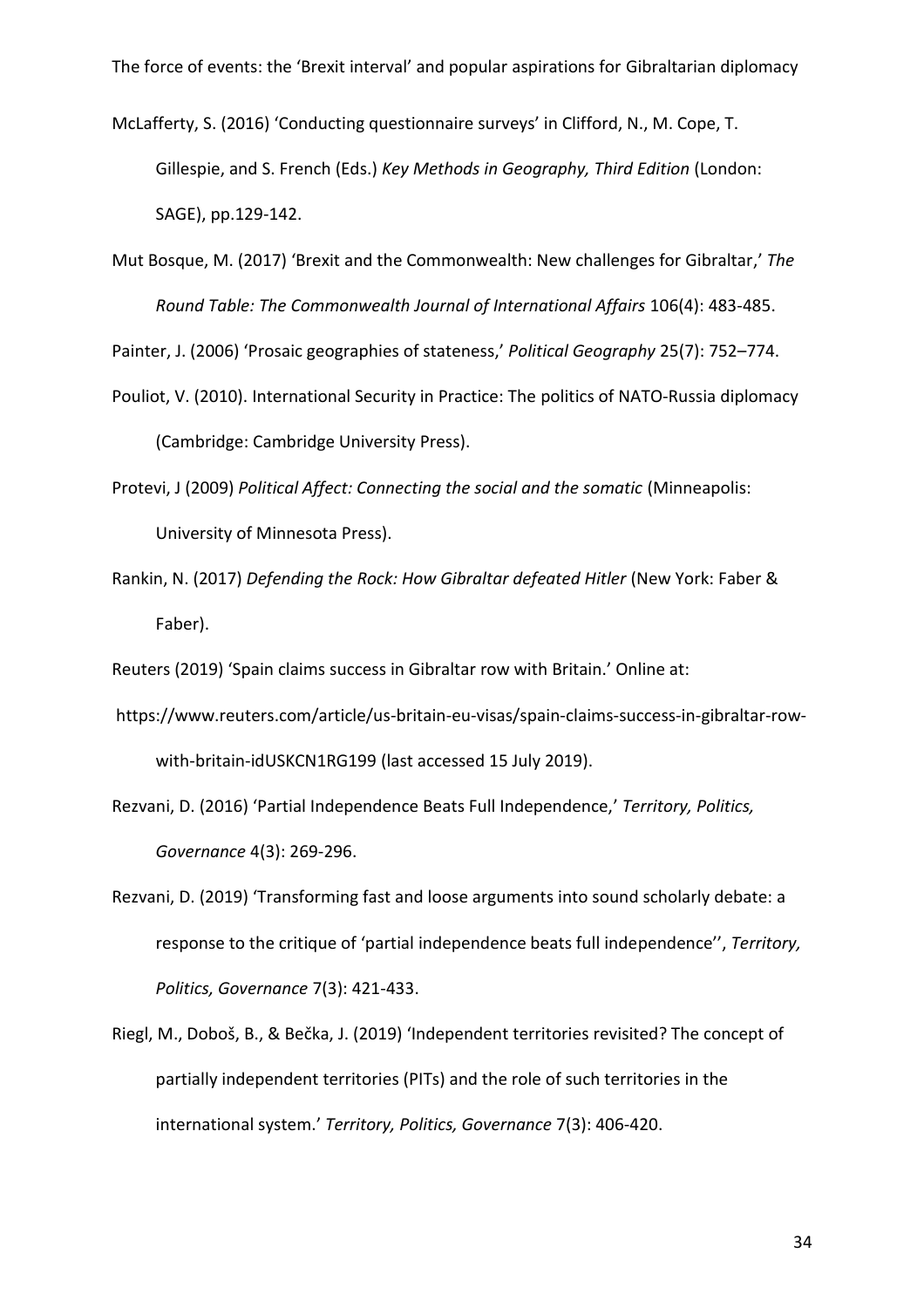McLafferty, S. (2016) 'Conducting questionnaire surveys' in Clifford, N., M. Cope, T. Gillespie, and S. French (Eds.) *Key Methods in Geography, Third Edition* (London: SAGE), pp.129-142.

Mut Bosque, M. (2017) 'Brexit and the Commonwealth: New challenges for Gibraltar,' *The Round Table: The Commonwealth Journal of International Affairs* 106(4): 483-485.

Painter, J. (2006) 'Prosaic geographies of stateness,' *Political Geography* 25(7): 752–774.

Pouliot, V. (2010). International Security in Practice: The politics of NATO-Russia diplomacy (Cambridge: Cambridge University Press).

Protevi, J (2009) *Political Affect: Connecting the social and the somatic* (Minneapolis: University of Minnesota Press).

Rankin, N. (2017) *Defending the Rock: How Gibraltar defeated Hitler* (New York: Faber & Faber).

Reuters (2019) 'Spain claims success in Gibraltar row with Britain.' Online at: https://www.reuters.com/article/us-britain-eu-visas/spain-claims-success-in-gibraltar-row-with-britain-idUSKCN1RG199 (last accessed 15 July 2019).

Rezvani, D. (2016) 'Partial Independence Beats Full Independence,' *Territory, Politics, Governance* 4(3): 269-296.

Rezvani, D. (2019) 'Transforming fast and loose arguments into sound scholarly debate: a response to the critique of 'partial independence beats full independence'', *Territory, Politics, Governance* 7(3): 421-433.

Riegl, M., Doboš, B., & Bečka, J. (2019) 'Independent territories revisited? The concept of partially independent territories (PITs) and the role of such territories in the international system.' *Territory, Politics, Governance* 7(3): 406-420.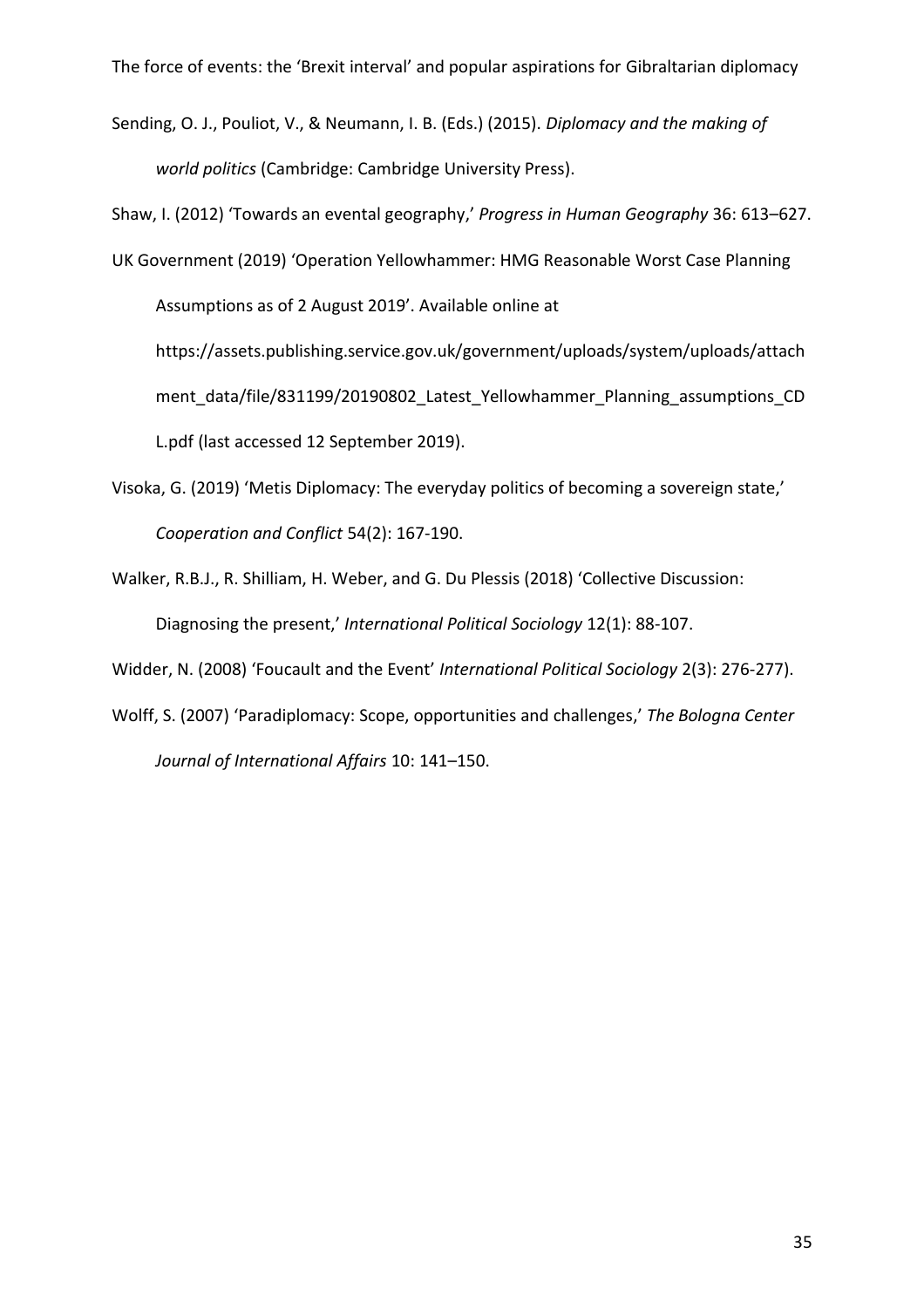Sending, O. J., Pouliot, V., & Neumann, I. B. (Eds.) (2015). *Diplomacy and the making of world politics* (Cambridge: Cambridge University Press).

Shaw, I. (2012) 'Towards an evental geography,' *Progress in Human Geography* 36: 613–627.

UK Government (2019) 'Operation Yellowhammer: HMG Reasonable Worst Case Planning Assumptions as of 2 August 2019'. Available online at https://assets.publishing.service.gov.uk/government/uploads/system/uploads/attachment_data/file/831199/20190802_Latest_Yellowhammer_Planning_assumptions_CDL.pdf (last accessed 12 September 2019).

Visoka, G. (2019) 'Metis Diplomacy: The everyday politics of becoming a sovereign state,' *Cooperation and Conflict* 54(2): 167-190.

Walker, R.B.J., R. Shilliam, H. Weber, and G. Du Plessis (2018) 'Collective Discussion: Diagnosing the present,' *International Political Sociology* 12(1): 88-107.

Widder, N. (2008) 'Foucault and the Event' *International Political Sociology* 2(3): 276-277).

Wolff, S. (2007) 'Paradiplomacy: Scope, opportunities and challenges,' *The Bologna Center Journal of International Affairs* 10: 141–150.